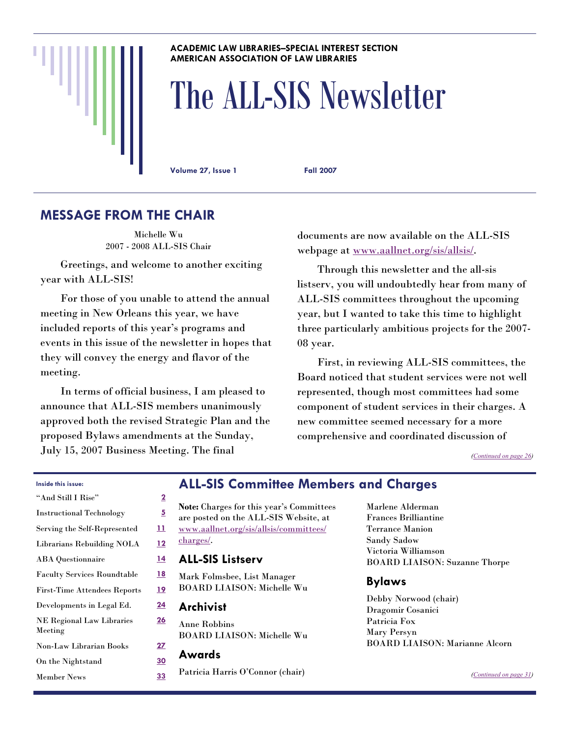ACADEMIC LAW LIBRARIES–SPECIAL INTEREST SECTION
AMERICAN ASSOCIATION OF LAW LIBRARIES

# The ALL-SIS Newsletter

**Volume 27, Issue 1** **Fall 2007**

## MESSAGE FROM THE CHAIR

Michelle Wu
2007 - 2008 ALL-SIS Chair

Greetings, and welcome to another exciting year with ALL-SIS!

For those of you unable to attend the annual meeting in New Orleans this year, we have included reports of this year's programs and events in this issue of the newsletter in hopes that they will convey the energy and flavor of the meeting.

In terms of official business, I am pleased to announce that ALL-SIS members unanimously approved both the revised Strategic Plan and the proposed Bylaws amendments at the Sunday, July 15, 2007 Business Meeting. The final documents are now available on the ALL-SIS webpage at www.aallnet.org/sis/allsis/.

Through this newsletter and the all-sis listserv, you will undoubtedly hear from many of ALL-SIS committees throughout the upcoming year, but I wanted to take this time to highlight three particularly ambitious projects for the 2007-08 year.

First, in reviewing ALL-SIS committees, the Board noticed that student services were not well represented, though most committees had some component of student services in their charges. A new committee seemed necessary for a more comprehensive and coordinated discussion of

*(Continued on page 26)*

**Inside this issue:**

| | |
|---|---|
| "And Still I Rise" | 2 |
| Instructional Technology | 5 |
| Serving the Self-Represented | 11 |
| Librarians Rebuilding NOLA | 12 |
| ABA Questionnaire | 14 |
| Faculty Services Roundtable | 18 |
| First-Time Attendees Reports | 19 |
| Developments in Legal Ed. | 24 |
| NE Regional Law Libraries Meeting | 26 |
| Non-Law Librarian Books | 27 |
| On the Nightstand | 30 |
| Member News | 33 |

## ALL-SIS Committee Members and Charges

**Note:** Charges for this year's Committees are posted on the ALL-SIS Website, at www.aallnet.org/sis/allsis/committees/charges/.

### ALL-SIS Listserv

Mark Folmsbee, List Manager
BOARD LIAISON: Michelle Wu

### Archivist

Anne Robbins
BOARD LIAISON: Michelle Wu

### Awards

Patricia Harris O'Connor (chair)
Marlene Alderman
Frances Brilliantine
Terrance Manion
Sandy Sadow
Victoria Williamson
BOARD LIAISON: Suzanne Thorpe

### Bylaws

Debby Norwood (chair)
Dragomir Cosanici
Patricia Fox
Mary Persyn
BOARD LIAISON: Marianne Alcorn

*(Continued on page 31)*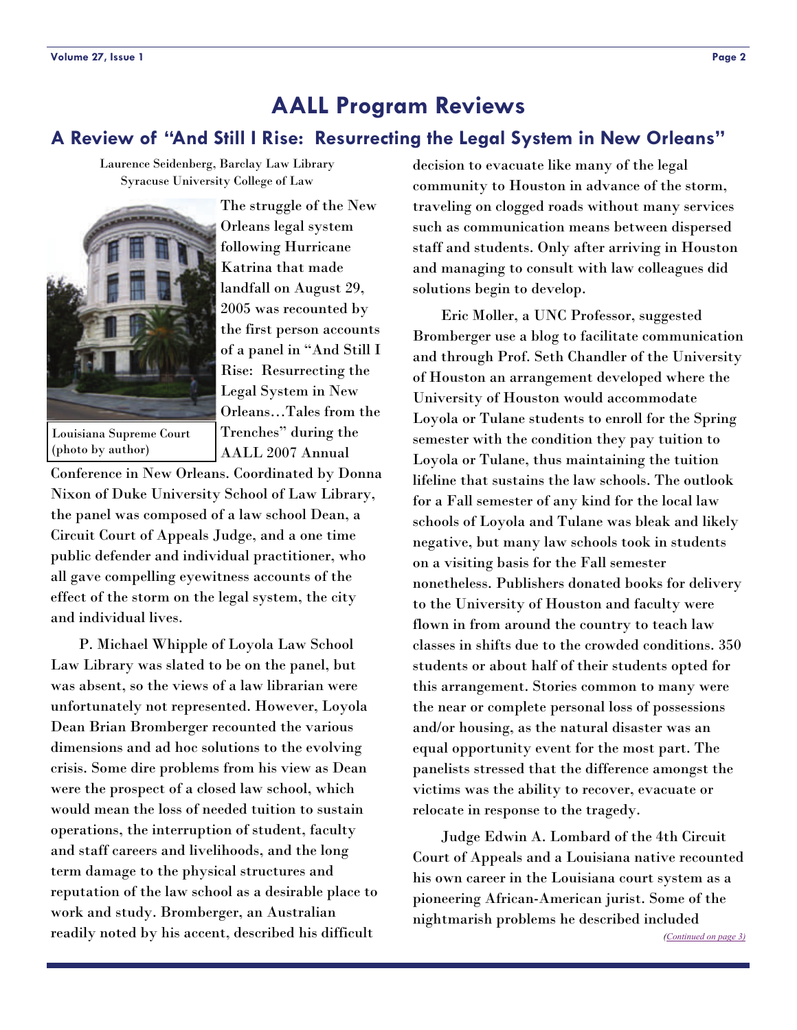# AALL Program Reviews

## A Review of "And Still I Rise: Resurrecting the Legal System in New Orleans"

Laurence Seidenberg, Barclay Law Library
Syracuse University College of Law

Louisiana Supreme Court (photo by author)

The struggle of the New Orleans legal system following Hurricane Katrina that made landfall on August 29, 2005 was recounted by the first person accounts of a panel in "And Still I Rise: Resurrecting the Legal System in New Orleans…Tales from the Trenches" during the AALL 2007 Annual Conference in New Orleans. Coordinated by Donna Nixon of Duke University School of Law Library, the panel was composed of a law school Dean, a Circuit Court of Appeals Judge, and a one time public defender and individual practitioner, who all gave compelling eyewitness accounts of the effect of the storm on the legal system, the city and individual lives.

P. Michael Whipple of Loyola Law School Law Library was slated to be on the panel, but was absent, so the views of a law librarian were unfortunately not represented. However, Loyola Dean Brian Bromberger recounted the various dimensions and ad hoc solutions to the evolving crisis. Some dire problems from his view as Dean were the prospect of a closed law school, which would mean the loss of needed tuition to sustain operations, the interruption of student, faculty and staff careers and livelihoods, and the long term damage to the physical structures and reputation of the law school as a desirable place to work and study. Bromberger, an Australian readily noted by his accent, described his difficult decision to evacuate like many of the legal community to Houston in advance of the storm, traveling on clogged roads without many services such as communication means between dispersed staff and students. Only after arriving in Houston and managing to consult with law colleagues did solutions begin to develop.

Eric Moller, a UNC Professor, suggested Bromberger use a blog to facilitate communication and through Prof. Seth Chandler of the University of Houston an arrangement developed where the University of Houston would accommodate Loyola or Tulane students to enroll for the Spring semester with the condition they pay tuition to Loyola or Tulane, thus maintaining the tuition lifeline that sustains the law schools. The outlook for a Fall semester of any kind for the local law schools of Loyola and Tulane was bleak and likely negative, but many law schools took in students on a visiting basis for the Fall semester nonetheless. Publishers donated books for delivery to the University of Houston and faculty were flown in from around the country to teach law classes in shifts due to the crowded conditions. 350 students or about half of their students opted for this arrangement. Stories common to many were the near or complete personal loss of possessions and/or housing, as the natural disaster was an equal opportunity event for the most part. The panelists stressed that the difference amongst the victims was the ability to recover, evacuate or relocate in response to the tragedy.

Judge Edwin A. Lombard of the 4th Circuit Court of Appeals and a Louisiana native recounted his own career in the Louisiana court system as a pioneering African-American jurist. Some of the nightmarish problems he described included

*(Continued on page 3)*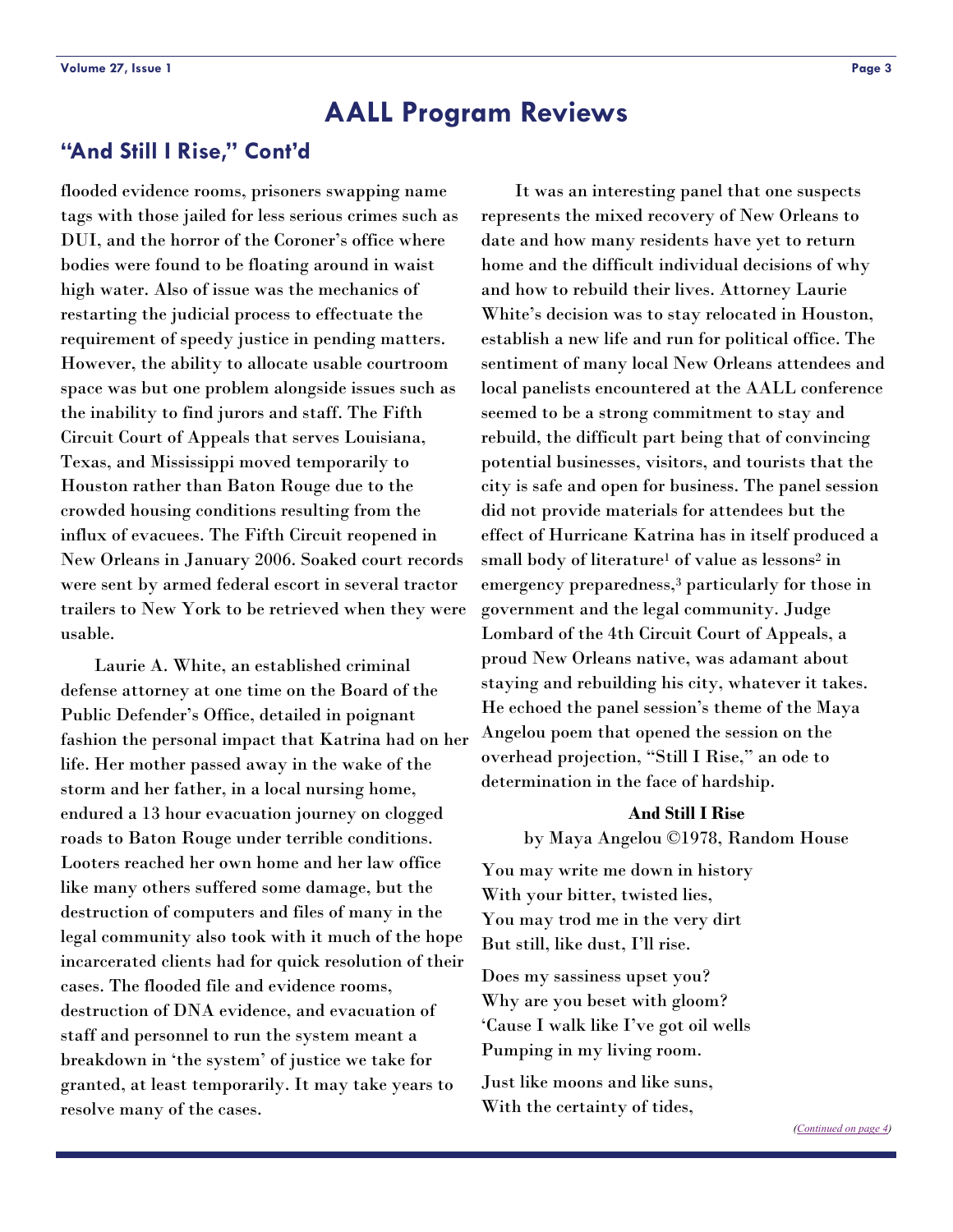# AALL Program Reviews

## "And Still I Rise," Cont'd

flooded evidence rooms, prisoners swapping name tags with those jailed for less serious crimes such as DUI, and the horror of the Coroner's office where bodies were found to be floating around in waist high water. Also of issue was the mechanics of restarting the judicial process to effectuate the requirement of speedy justice in pending matters. However, the ability to allocate usable courtroom space was but one problem alongside issues such as the inability to find jurors and staff. The Fifth Circuit Court of Appeals that serves Louisiana, Texas, and Mississippi moved temporarily to Houston rather than Baton Rouge due to the crowded housing conditions resulting from the influx of evacuees. The Fifth Circuit reopened in New Orleans in January 2006. Soaked court records were sent by armed federal escort in several tractor trailers to New York to be retrieved when they were usable.

Laurie A. White, an established criminal defense attorney at one time on the Board of the Public Defender's Office, detailed in poignant fashion the personal impact that Katrina had on her life. Her mother passed away in the wake of the storm and her father, in a local nursing home, endured a 13 hour evacuation journey on clogged roads to Baton Rouge under terrible conditions. Looters reached her own home and her law office like many others suffered some damage, but the destruction of computers and files of many in the legal community also took with it much of the hope incarcerated clients had for quick resolution of their cases. The flooded file and evidence rooms, destruction of DNA evidence, and evacuation of staff and personnel to run the system meant a breakdown in 'the system' of justice we take for granted, at least temporarily. It may take years to resolve many of the cases.

It was an interesting panel that one suspects represents the mixed recovery of New Orleans to date and how many residents have yet to return home and the difficult individual decisions of why and how to rebuild their lives. Attorney Laurie White's decision was to stay relocated in Houston, establish a new life and run for political office. The sentiment of many local New Orleans attendees and local panelists encountered at the AALL conference seemed to be a strong commitment to stay and rebuild, the difficult part being that of convincing potential businesses, visitors, and tourists that the city is safe and open for business. The panel session did not provide materials for attendees but the effect of Hurricane Katrina has in itself produced a small body of literature[1] of value as lessons[2] in emergency preparedness,[3] particularly for those in government and the legal community. Judge Lombard of the 4th Circuit Court of Appeals, a proud New Orleans native, was adamant about staying and rebuilding his city, whatever it takes. He echoed the panel session's theme of the Maya Angelou poem that opened the session on the overhead projection, "Still I Rise," an ode to determination in the face of hardship.

**And Still I Rise**

by Maya Angelou ©1978, Random House

You may write me down in history
With your bitter, twisted lies,
You may trod me in the very dirt
But still, like dust, I'll rise.

Does my sassiness upset you?
Why are you beset with gloom?
'Cause I walk like I've got oil wells
Pumping in my living room.

Just like moons and like suns,
With the certainty of tides,

*(Continued on page 4)*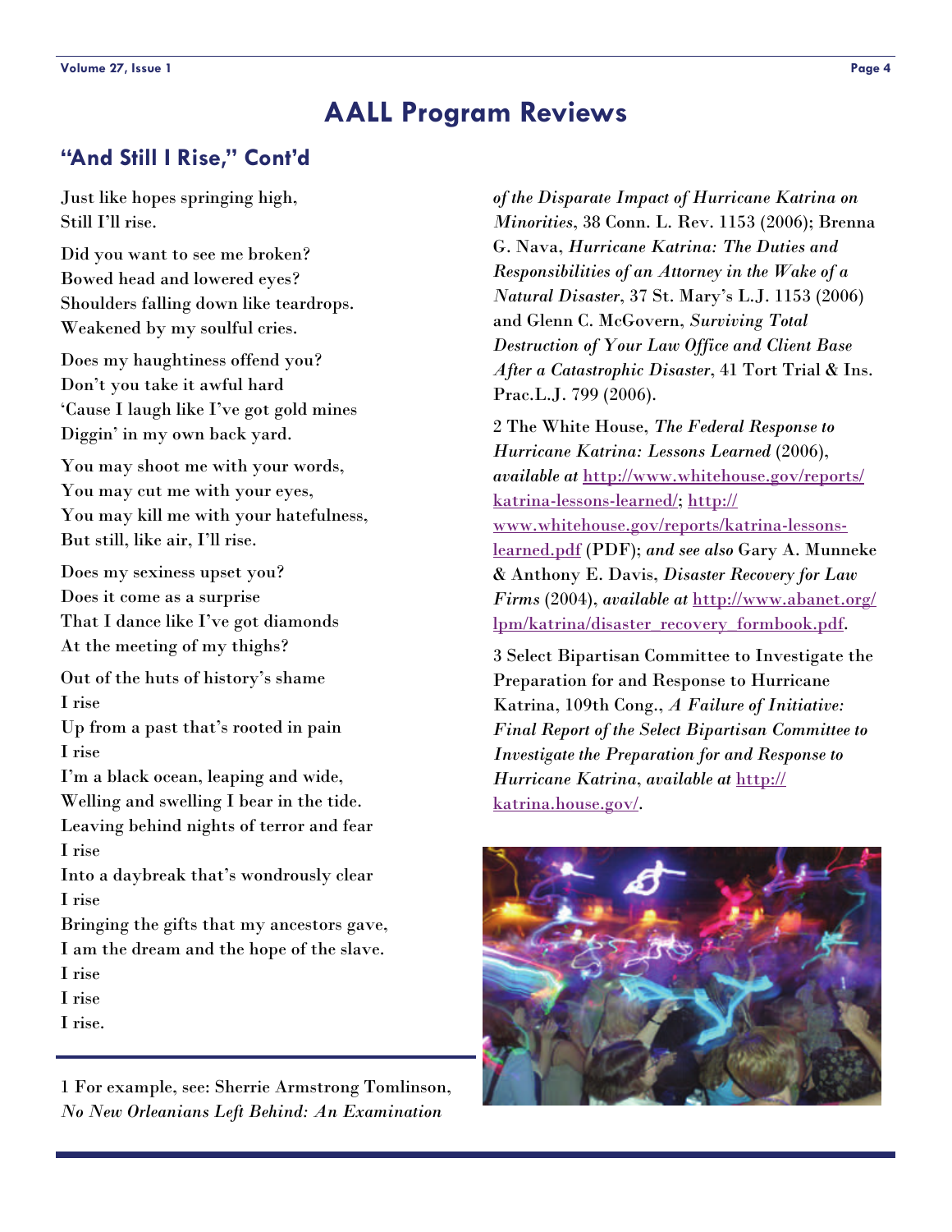# AALL Program Reviews

## "And Still I Rise," Cont'd

Just like hopes springing high,
Still I'll rise.

Did you want to see me broken?
Bowed head and lowered eyes?
Shoulders falling down like teardrops.
Weakened by my soulful cries.

Does my haughtiness offend you?
Don't you take it awful hard
'Cause I laugh like I've got gold mines
Diggin' in my own back yard.

You may shoot me with your words,
You may cut me with your eyes,
You may kill me with your hatefulness,
But still, like air, I'll rise.

Does my sexiness upset you?
Does it come as a surprise
That I dance like I've got diamonds
At the meeting of my thighs?

Out of the huts of history's shame
I rise
Up from a past that's rooted in pain
I rise
I'm a black ocean, leaping and wide,
Welling and swelling I bear in the tide.
Leaving behind nights of terror and fear
I rise
Into a daybreak that's wondrously clear
I rise
Bringing the gifts that my ancestors gave,
I am the dream and the hope of the slave.
I rise
I rise
I rise.

---

1 For example, see: Sherrie Armstrong Tomlinson, *No New Orleanians Left Behind: An Examination of the Disparate Impact of Hurricane Katrina on Minorities*, 38 Conn. L. Rev. 1153 (2006); Brenna G. Nava, *Hurricane Katrina: The Duties and Responsibilities of an Attorney in the Wake of a Natural Disaster*, 37 St. Mary's L.J. 1153 (2006) and Glenn C. McGovern, *Surviving Total Destruction of Your Law Office and Client Base After a Catastrophic Disaster*, 41 Tort Trial & Ins. Prac.L.J. 799 (2006).

2 The White House, *The Federal Response to Hurricane Katrina: Lessons Learned* (2006), *available at* http://www.whitehouse.gov/reports/katrina-lessons-learned/; http://www.whitehouse.gov/reports/katrina-lessons-learned.pdf (PDF); *and see also* Gary A. Munneke & Anthony E. Davis, *Disaster Recovery for Law Firms* (2004), *available at* http://www.abanet.org/lpm/katrina/disaster_recovery_formbook.pdf.

3 Select Bipartisan Committee to Investigate the Preparation for and Response to Hurricane Katrina, 109th Cong., *A Failure of Initiative: Final Report of the Select Bipartisan Committee to Investigate the Preparation for and Response to Hurricane Katrina*, *available at* http://katrina.house.gov/.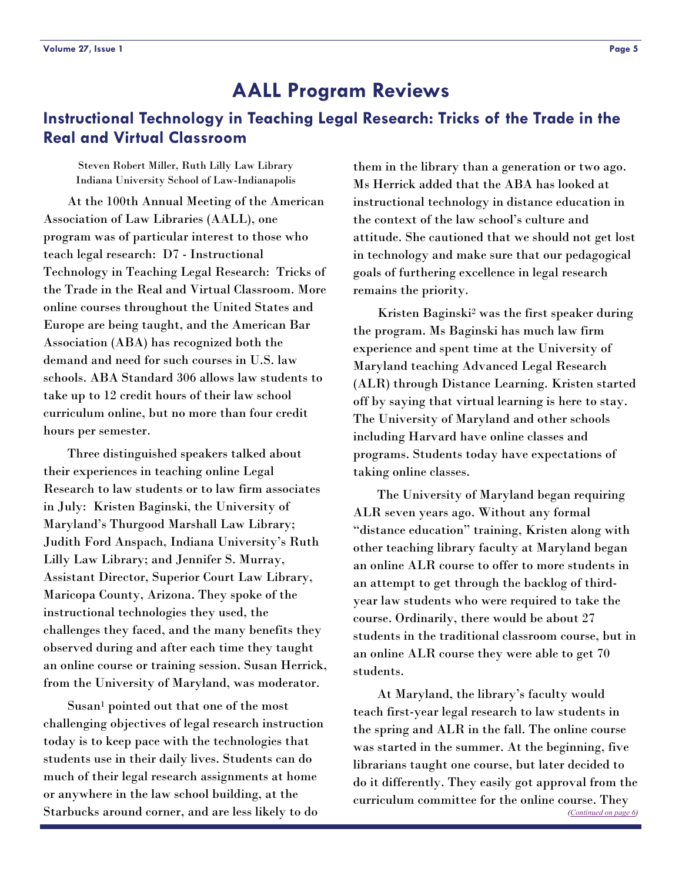# AALL Program Reviews

## Instructional Technology in Teaching Legal Research: Tricks of the Trade in the Real and Virtual Classroom

Steven Robert Miller, Ruth Lilly Law Library
Indiana University School of Law-Indianapolis

At the 100th Annual Meeting of the American Association of Law Libraries (AALL), one program was of particular interest to those who teach legal research: D7 - Instructional Technology in Teaching Legal Research: Tricks of the Trade in the Real and Virtual Classroom. More online courses throughout the United States and Europe are being taught, and the American Bar Association (ABA) has recognized both the demand and need for such courses in U.S. law schools. ABA Standard 306 allows law students to take up to 12 credit hours of their law school curriculum online, but no more than four credit hours per semester.

Three distinguished speakers talked about their experiences in teaching online Legal Research to law students or to law firm associates in July: Kristen Baginski, the University of Maryland's Thurgood Marshall Law Library; Judith Ford Anspach, Indiana University's Ruth Lilly Law Library; and Jennifer S. Murray, Assistant Director, Superior Court Law Library, Maricopa County, Arizona. They spoke of the instructional technologies they used, the challenges they faced, and the many benefits they observed during and after each time they taught an online course or training session. Susan Herrick, from the University of Maryland, was moderator.

Susan[1] pointed out that one of the most challenging objectives of legal research instruction today is to keep pace with the technologies that students use in their daily lives. Students can do much of their legal research assignments at home or anywhere in the law school building, at the Starbucks around corner, and are less likely to do them in the library than a generation or two ago. Ms Herrick added that the ABA has looked at instructional technology in distance education in the context of the law school's culture and attitude. She cautioned that we should not get lost in technology and make sure that our pedagogical goals of furthering excellence in legal research remains the priority.

Kristen Baginski[2] was the first speaker during the program. Ms Baginski has much law firm experience and spent time at the University of Maryland teaching Advanced Legal Research (ALR) through Distance Learning. Kristen started off by saying that virtual learning is here to stay. The University of Maryland and other schools including Harvard have online classes and programs. Students today have expectations of taking online classes.

The University of Maryland began requiring ALR seven years ago. Without any formal "distance education" training, Kristen along with other teaching library faculty at Maryland began an online ALR course to offer to more students in an attempt to get through the backlog of third-year law students who were required to take the course. Ordinarily, there would be about 27 students in the traditional classroom course, but in an online ALR course they were able to get 70 students.

At Maryland, the library's faculty would teach first-year legal research to law students in the spring and ALR in the fall. The online course was started in the summer. At the beginning, five librarians taught one course, but later decided to do it differently. They easily got approval from the curriculum committee for the online course. They

*(Continued on page 6)*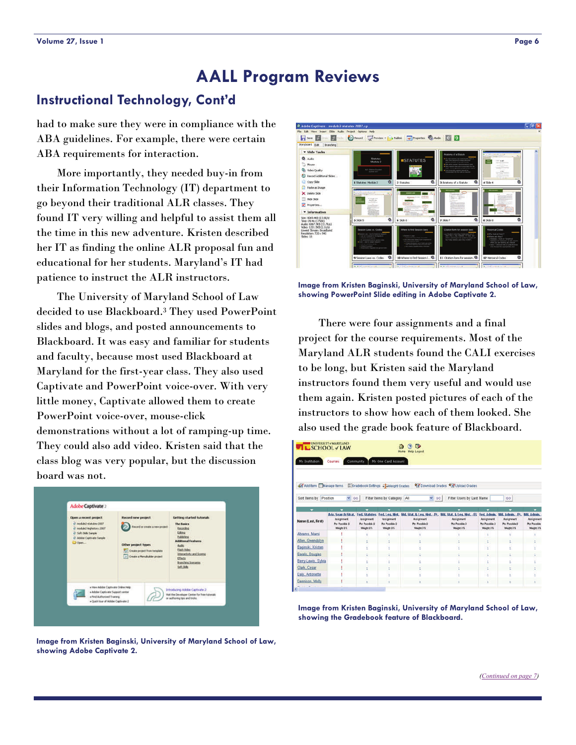# AALL Program Reviews

## Instructional Technology, Cont'd

had to make sure they were in compliance with the ABA guidelines. For example, there were certain ABA requirements for interaction.

More importantly, they needed buy-in from their Information Technology (IT) department to go beyond their traditional ALR classes. They found IT very willing and helpful to assist them all the time in this new adventure. Kristen described her IT as finding the online ALR proposal fun and educational for her students. Maryland's IT had patience to instruct the ALR instructors.

The University of Maryland School of Law decided to use Blackboard.[3] They used PowerPoint slides and blogs, and posted announcements to Blackboard. It was easy and familiar for students and faculty, because most used Blackboard at Maryland for the first-year class. They also used Captivate and PowerPoint voice-over. With very little money, Captivate allowed them to create PowerPoint voice-over, mouse-click demonstrations without a lot of ramping-up time. They could also add video. Kristen said that the class blog was very popular, but the discussion board was not.

**Image from Kristen Baginski, University of Maryland School of Law, showing Adobe Captivate 2.**

**Image from Kristen Baginski, University of Maryland School of Law, showing PowerPoint Slide editing in Adobe Captivate 2.**

There were four assignments and a final project for the course requirements. Most of the Maryland ALR students found the CALI exercises to be long, but Kristen said the Maryland instructors found them very useful and would use them again. Kristen posted pictures of each of the instructors to show how each of them looked. She also used the grade book feature of Blackboard.

**Image from Kristen Baginski, University of Maryland School of Law, showing the Gradebook feature of Blackboard.**

*(Continued on page 7)*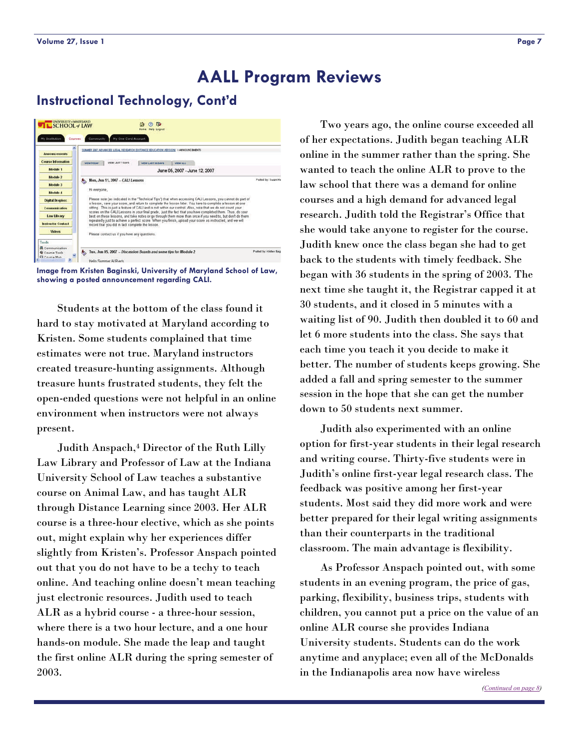# AALL Program Reviews

## Instructional Technology, Cont'd

Image from Kristen Baginski, University of Maryland School of Law, showing a posted announcement regarding CALI.

Students at the bottom of the class found it hard to stay motivated at Maryland according to Kristen. Some students complained that time estimates were not true. Maryland instructors created treasure-hunting assignments. Although treasure hunts frustrated students, they felt the open-ended questions were not helpful in an online environment when instructors were not always present.

Judith Anspach,[4] Director of the Ruth Lilly Law Library and Professor of Law at the Indiana University School of Law teaches a substantive course on Animal Law, and has taught ALR through Distance Learning since 2003. Her ALR course is a three-hour elective, which as she points out, might explain why her experiences differ slightly from Kristen's. Professor Anspach pointed out that you do not have to be a techy to teach online. And teaching online doesn't mean teaching just electronic resources. Judith used to teach ALR as a hybrid course - a three-hour session, where there is a two hour lecture, and a one hour hands-on module. She made the leap and taught the first online ALR during the spring semester of 2003.

Two years ago, the online course exceeded all of her expectations. Judith began teaching ALR online in the summer rather than the spring. She wanted to teach the online ALR to prove to the law school that there was a demand for online courses and a high demand for advanced legal research. Judith told the Registrar's Office that she would take anyone to register for the course. Judith knew once the class began she had to get back to the students with timely feedback. She began with 36 students in the spring of 2003. The next time she taught it, the Registrar capped it at 30 students, and it closed in 5 minutes with a waiting list of 90. Judith then doubled it to 60 and let 6 more students into the class. She says that each time you teach it you decide to make it better. The number of students keeps growing. She added a fall and spring semester to the summer session in the hope that she can get the number down to 50 students next summer.

Judith also experimented with an online option for first-year students in their legal research and writing course. Thirty-five students were in Judith's online first-year legal research class. The feedback was positive among her first-year students. Most said they did more work and were better prepared for their legal writing assignments than their counterparts in the traditional classroom. The main advantage is flexibility.

As Professor Anspach pointed out, with some students in an evening program, the price of gas, parking, flexibility, business trips, students with children, you cannot put a price on the value of an online ALR course she provides Indiana University students. Students can do the work anytime and anyplace; even all of the McDonalds in the Indianapolis area now have wireless

*(Continued on page 8)*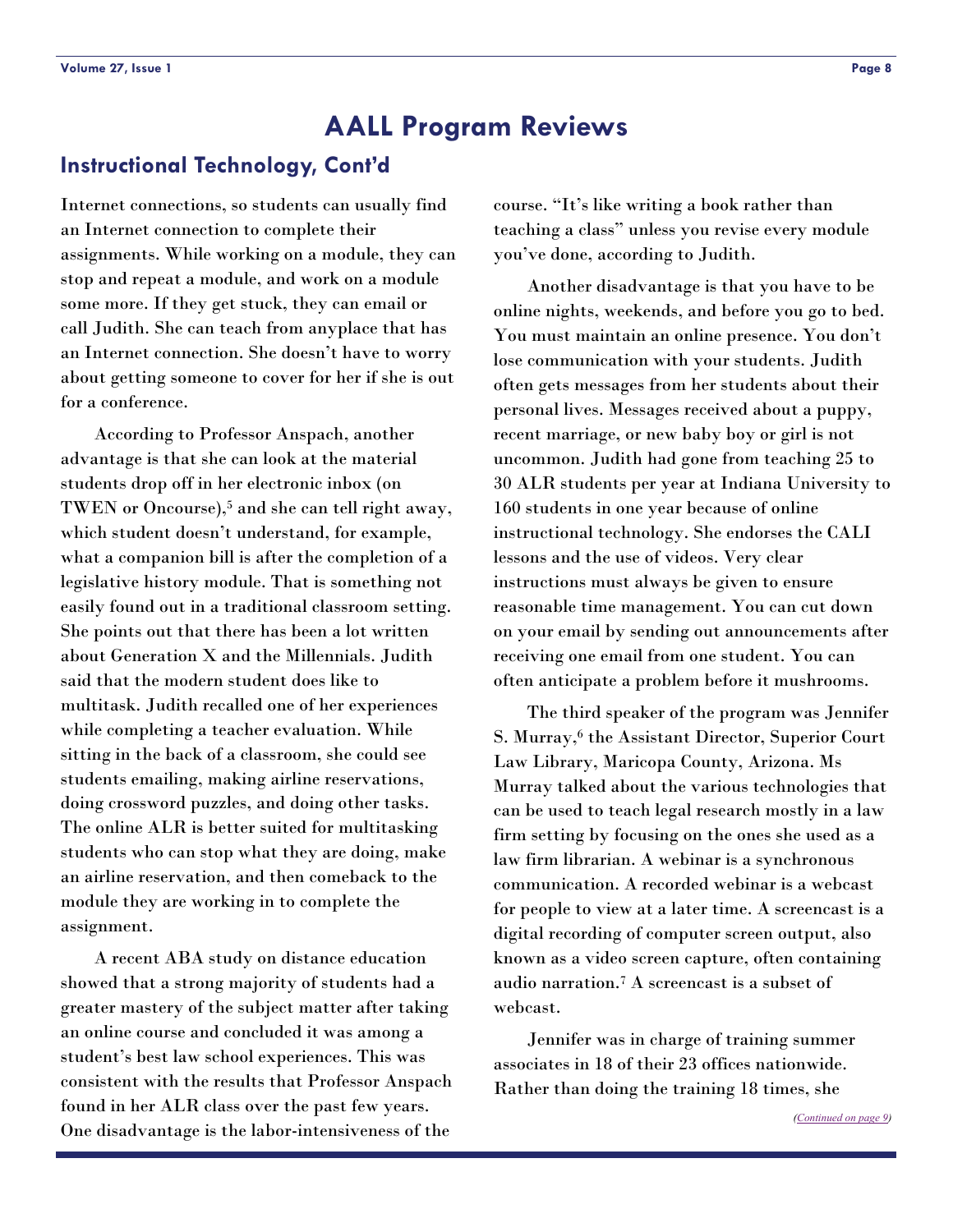# AALL Program Reviews

## Instructional Technology, Cont'd

Internet connections, so students can usually find an Internet connection to complete their assignments. While working on a module, they can stop and repeat a module, and work on a module some more. If they get stuck, they can email or call Judith. She can teach from anyplace that has an Internet connection. She doesn't have to worry about getting someone to cover for her if she is out for a conference.

According to Professor Anspach, another advantage is that she can look at the material students drop off in her electronic inbox (on TWEN or Oncourse),[5] and she can tell right away, which student doesn't understand, for example, what a companion bill is after the completion of a legislative history module. That is something not easily found out in a traditional classroom setting. She points out that there has been a lot written about Generation X and the Millennials. Judith said that the modern student does like to multitask. Judith recalled one of her experiences while completing a teacher evaluation. While sitting in the back of a classroom, she could see students emailing, making airline reservations, doing crossword puzzles, and doing other tasks. The online ALR is better suited for multitasking students who can stop what they are doing, make an airline reservation, and then comeback to the module they are working in to complete the assignment.

A recent ABA study on distance education showed that a strong majority of students had a greater mastery of the subject matter after taking an online course and concluded it was among a student's best law school experiences. This was consistent with the results that Professor Anspach found in her ALR class over the past few years. One disadvantage is the labor-intensiveness of the course. "It's like writing a book rather than teaching a class" unless you revise every module you've done, according to Judith.

Another disadvantage is that you have to be online nights, weekends, and before you go to bed. You must maintain an online presence. You don't lose communication with your students. Judith often gets messages from her students about their personal lives. Messages received about a puppy, recent marriage, or new baby boy or girl is not uncommon. Judith had gone from teaching 25 to 30 ALR students per year at Indiana University to 160 students in one year because of online instructional technology. She endorses the CALI lessons and the use of videos. Very clear instructions must always be given to ensure reasonable time management. You can cut down on your email by sending out announcements after receiving one email from one student. You can often anticipate a problem before it mushrooms.

The third speaker of the program was Jennifer S. Murray,[6] the Assistant Director, Superior Court Law Library, Maricopa County, Arizona. Ms Murray talked about the various technologies that can be used to teach legal research mostly in a law firm setting by focusing on the ones she used as a law firm librarian. A webinar is a synchronous communication. A recorded webinar is a webcast for people to view at a later time. A screencast is a digital recording of computer screen output, also known as a video screen capture, often containing audio narration.[7] A screencast is a subset of webcast.

Jennifer was in charge of training summer associates in 18 of their 23 offices nationwide. Rather than doing the training 18 times, she

*(Continued on page 9)*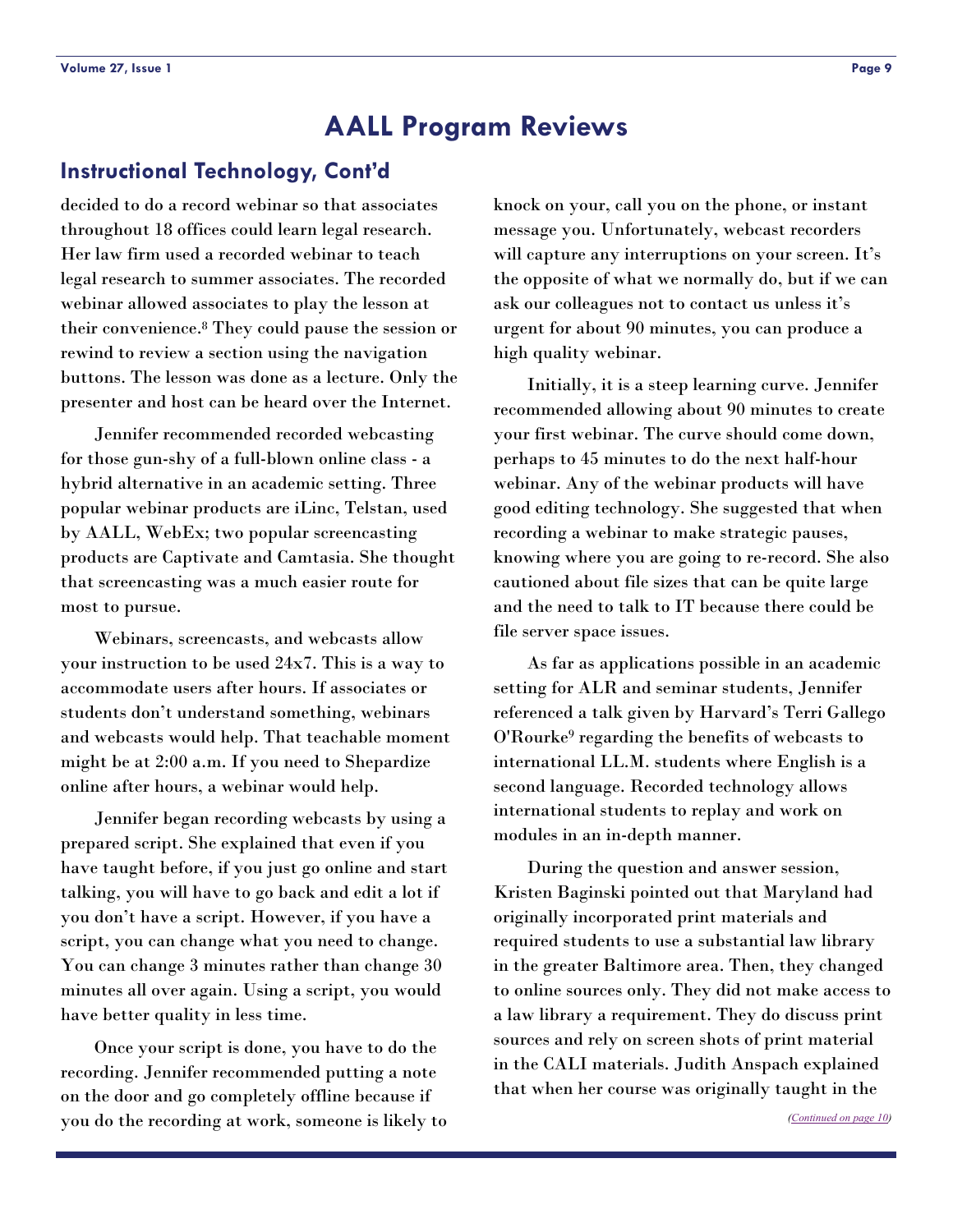# AALL Program Reviews

## Instructional Technology, Cont'd

decided to do a record webinar so that associates throughout 18 offices could learn legal research. Her law firm used a recorded webinar to teach legal research to summer associates. The recorded webinar allowed associates to play the lesson at their convenience.[8] They could pause the session or rewind to review a section using the navigation buttons. The lesson was done as a lecture. Only the presenter and host can be heard over the Internet.

Jennifer recommended recorded webcasting for those gun-shy of a full-blown online class - a hybrid alternative in an academic setting. Three popular webinar products are iLinc, Telstan, used by AALL, WebEx; two popular screencasting products are Captivate and Camtasia. She thought that screencasting was a much easier route for most to pursue.

Webinars, screencasts, and webcasts allow your instruction to be used 24x7. This is a way to accommodate users after hours. If associates or students don't understand something, webinars and webcasts would help. That teachable moment might be at 2:00 a.m. If you need to Shepardize online after hours, a webinar would help.

Jennifer began recording webcasts by using a prepared script. She explained that even if you have taught before, if you just go online and start talking, you will have to go back and edit a lot if you don't have a script. However, if you have a script, you can change what you need to change. You can change 3 minutes rather than change 30 minutes all over again. Using a script, you would have better quality in less time.

Once your script is done, you have to do the recording. Jennifer recommended putting a note on the door and go completely offline because if you do the recording at work, someone is likely to knock on your, call you on the phone, or instant message you. Unfortunately, webcast recorders will capture any interruptions on your screen. It's the opposite of what we normally do, but if we can ask our colleagues not to contact us unless it's urgent for about 90 minutes, you can produce a high quality webinar.

Initially, it is a steep learning curve. Jennifer recommended allowing about 90 minutes to create your first webinar. The curve should come down, perhaps to 45 minutes to do the next half-hour webinar. Any of the webinar products will have good editing technology. She suggested that when recording a webinar to make strategic pauses, knowing where you are going to re-record. She also cautioned about file sizes that can be quite large and the need to talk to IT because there could be file server space issues.

As far as applications possible in an academic setting for ALR and seminar students, Jennifer referenced a talk given by Harvard's Terri Gallego O'Rourke[9] regarding the benefits of webcasts to international LL.M. students where English is a second language. Recorded technology allows international students to replay and work on modules in an in-depth manner.

During the question and answer session, Kristen Baginski pointed out that Maryland had originally incorporated print materials and required students to use a substantial law library in the greater Baltimore area. Then, they changed to online sources only. They did not make access to a law library a requirement. They do discuss print sources and rely on screen shots of print material in the CALI materials. Judith Anspach explained that when her course was originally taught in the

*(Continued on page 10)*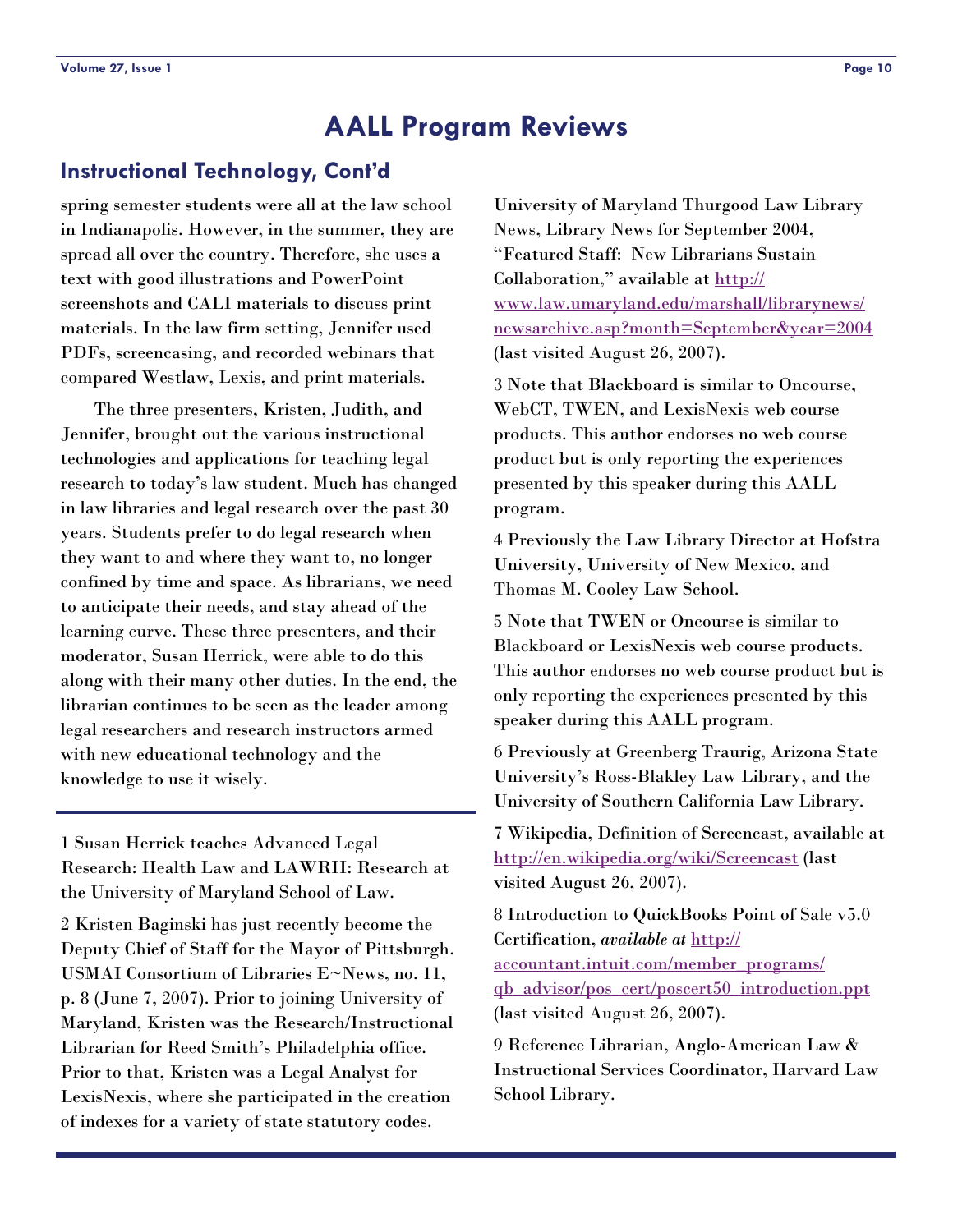# AALL Program Reviews

## Instructional Technology, Cont'd

spring semester students were all at the law school in Indianapolis. However, in the summer, they are spread all over the country. Therefore, she uses a text with good illustrations and PowerPoint screenshots and CALI materials to discuss print materials. In the law firm setting, Jennifer used PDFs, screencasing, and recorded webinars that compared Westlaw, Lexis, and print materials.

The three presenters, Kristen, Judith, and Jennifer, brought out the various instructional technologies and applications for teaching legal research to today's law student. Much has changed in law libraries and legal research over the past 30 years. Students prefer to do legal research when they want to and where they want to, no longer confined by time and space. As librarians, we need to anticipate their needs, and stay ahead of the learning curve. These three presenters, and their moderator, Susan Herrick, were able to do this along with their many other duties. In the end, the librarian continues to be seen as the leader among legal researchers and research instructors armed with new educational technology and the knowledge to use it wisely.

---

1 Susan Herrick teaches Advanced Legal Research: Health Law and LAWRII: Research at the University of Maryland School of Law.

2 Kristen Baginski has just recently become the Deputy Chief of Staff for the Mayor of Pittsburgh. USMAI Consortium of Libraries E~News, no. 11, p. 8 (June 7, 2007). Prior to joining University of Maryland, Kristen was the Research/Instructional Librarian for Reed Smith's Philadelphia office. Prior to that, Kristen was a Legal Analyst for LexisNexis, where she participated in the creation of indexes for a variety of state statutory codes. University of Maryland Thurgood Law Library News, Library News for September 2004, "Featured Staff: New Librarians Sustain Collaboration," available at http://www.law.umaryland.edu/marshall/librarynews/newsarchive.asp?month=September&year=2004 (last visited August 26, 2007).

3 Note that Blackboard is similar to Oncourse, WebCT, TWEN, and LexisNexis web course products. This author endorses no web course product but is only reporting the experiences presented by this speaker during this AALL program.

4 Previously the Law Library Director at Hofstra University, University of New Mexico, and Thomas M. Cooley Law School.

5 Note that TWEN or Oncourse is similar to Blackboard or LexisNexis web course products. This author endorses no web course product but is only reporting the experiences presented by this speaker during this AALL program.

6 Previously at Greenberg Traurig, Arizona State University's Ross-Blakley Law Library, and the University of Southern California Law Library.

7 Wikipedia, Definition of Screencast, available at http://en.wikipedia.org/wiki/Screencast (last visited August 26, 2007).

8 Introduction to QuickBooks Point of Sale v5.0 Certification, *available at* http://accountant.intuit.com/member_programs/qb_advisor/pos_cert/poscert50_introduction.ppt (last visited August 26, 2007).

9 Reference Librarian, Anglo-American Law & Instructional Services Coordinator, Harvard Law School Library.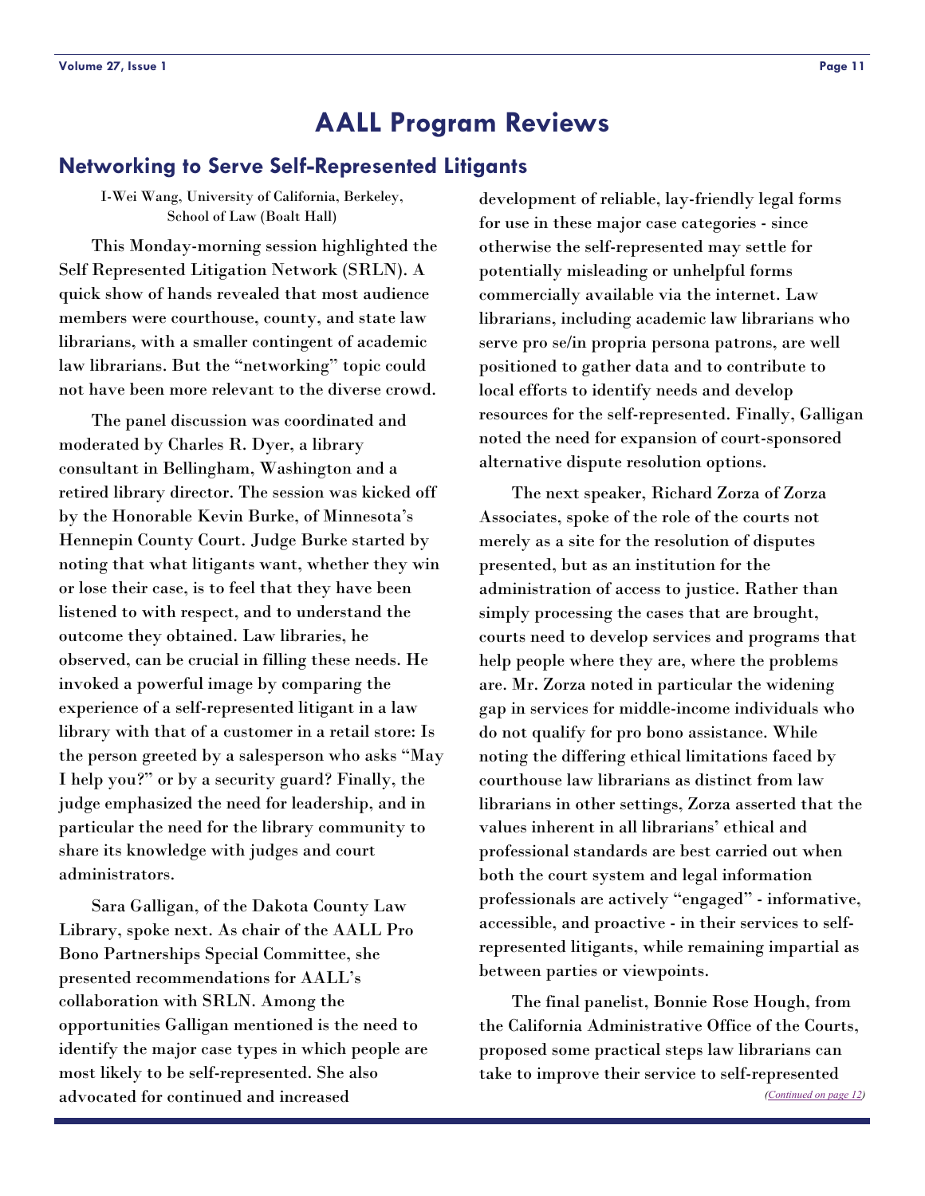# AALL Program Reviews

## Networking to Serve Self-Represented Litigants

I-Wei Wang, University of California, Berkeley, School of Law (Boalt Hall)

This Monday-morning session highlighted the Self Represented Litigation Network (SRLN). A quick show of hands revealed that most audience members were courthouse, county, and state law librarians, with a smaller contingent of academic law librarians. But the "networking" topic could not have been more relevant to the diverse crowd.

The panel discussion was coordinated and moderated by Charles R. Dyer, a library consultant in Bellingham, Washington and a retired library director. The session was kicked off by the Honorable Kevin Burke, of Minnesota's Hennepin County Court. Judge Burke started by noting that what litigants want, whether they win or lose their case, is to feel that they have been listened to with respect, and to understand the outcome they obtained. Law libraries, he observed, can be crucial in filling these needs. He invoked a powerful image by comparing the experience of a self-represented litigant in a law library with that of a customer in a retail store: Is the person greeted by a salesperson who asks "May I help you?" or by a security guard? Finally, the judge emphasized the need for leadership, and in particular the need for the library community to share its knowledge with judges and court administrators.

Sara Galligan, of the Dakota County Law Library, spoke next. As chair of the AALL Pro Bono Partnerships Special Committee, she presented recommendations for AALL's collaboration with SRLN. Among the opportunities Galligan mentioned is the need to identify the major case types in which people are most likely to be self-represented. She also advocated for continued and increased development of reliable, lay-friendly legal forms for use in these major case categories - since otherwise the self-represented may settle for potentially misleading or unhelpful forms commercially available via the internet. Law librarians, including academic law librarians who serve pro se/in propria persona patrons, are well positioned to gather data and to contribute to local efforts to identify needs and develop resources for the self-represented. Finally, Galligan noted the need for expansion of court-sponsored alternative dispute resolution options.

The next speaker, Richard Zorza of Zorza Associates, spoke of the role of the courts not merely as a site for the resolution of disputes presented, but as an institution for the administration of access to justice. Rather than simply processing the cases that are brought, courts need to develop services and programs that help people where they are, where the problems are. Mr. Zorza noted in particular the widening gap in services for middle-income individuals who do not qualify for pro bono assistance. While noting the differing ethical limitations faced by courthouse law librarians as distinct from law librarians in other settings, Zorza asserted that the values inherent in all librarians' ethical and professional standards are best carried out when both the court system and legal information professionals are actively "engaged" - informative, accessible, and proactive - in their services to self-represented litigants, while remaining impartial as between parties or viewpoints.

The final panelist, Bonnie Rose Hough, from the California Administrative Office of the Courts, proposed some practical steps law librarians can take to improve their service to self-represented

*(Continued on page 12)*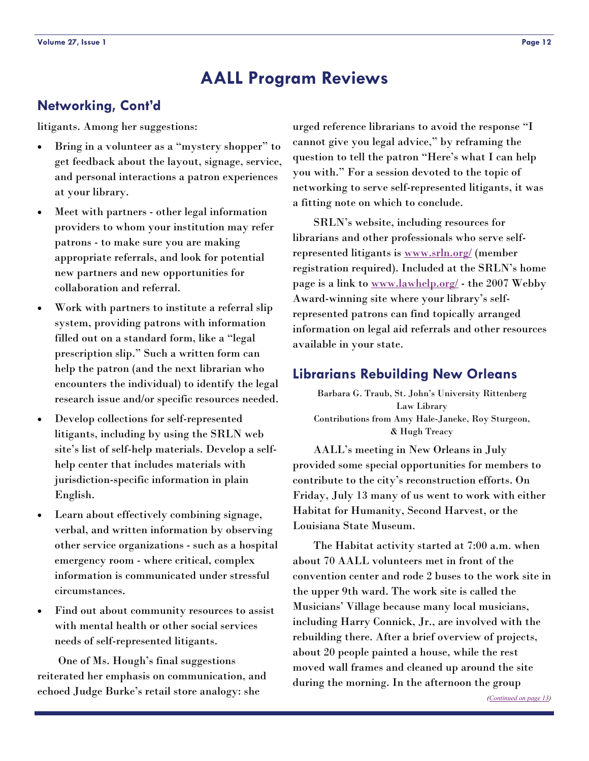# AALL Program Reviews

## Networking, Cont'd

litigants. Among her suggestions:

- Bring in a volunteer as a "mystery shopper" to get feedback about the layout, signage, service, and personal interactions a patron experiences at your library.
- Meet with partners - other legal information providers to whom your institution may refer patrons - to make sure you are making appropriate referrals, and look for potential new partners and new opportunities for collaboration and referral.
- Work with partners to institute a referral slip system, providing patrons with information filled out on a standard form, like a "legal prescription slip." Such a written form can help the patron (and the next librarian who encounters the individual) to identify the legal research issue and/or specific resources needed.
- Develop collections for self-represented litigants, including by using the SRLN web site's list of self-help materials. Develop a self-help center that includes materials with jurisdiction-specific information in plain English.
- Learn about effectively combining signage, verbal, and written information by observing other service organizations - such as a hospital emergency room - where critical, complex information is communicated under stressful circumstances.
- Find out about community resources to assist with mental health or other social services needs of self-represented litigants.

One of Ms. Hough's final suggestions reiterated her emphasis on communication, and echoed Judge Burke's retail store analogy: she urged reference librarians to avoid the response "I cannot give you legal advice," by reframing the question to tell the patron "Here's what I can help you with." For a session devoted to the topic of networking to serve self-represented litigants, it was a fitting note on which to conclude.

SRLN's website, including resources for librarians and other professionals who serve self-represented litigants is [www.srln.org/](http://www.srln.org/) (member registration required). Included at the SRLN's home page is a link to [www.lawhelp.org/](http://www.lawhelp.org/) - the 2007 Webby Award-winning site where your library's self-represented patrons can find topically arranged information on legal aid referrals and other resources available in your state.

## Librarians Rebuilding New Orleans

Barbara G. Traub, St. John's University Rittenberg Law Library
Contributions from Amy Hale-Janeke, Roy Sturgeon, & Hugh Treacy

AALL's meeting in New Orleans in July provided some special opportunities for members to contribute to the city's reconstruction efforts. On Friday, July 13 many of us went to work with either Habitat for Humanity, Second Harvest, or the Louisiana State Museum.

The Habitat activity started at 7:00 a.m. when about 70 AALL volunteers met in front of the convention center and rode 2 buses to the work site in the upper 9th ward. The work site is called the Musicians' Village because many local musicians, including Harry Connick, Jr., are involved with the rebuilding there. After a brief overview of projects, about 20 people painted a house, while the rest moved wall frames and cleaned up around the site during the morning. In the afternoon the group

*(Continued on page 13)*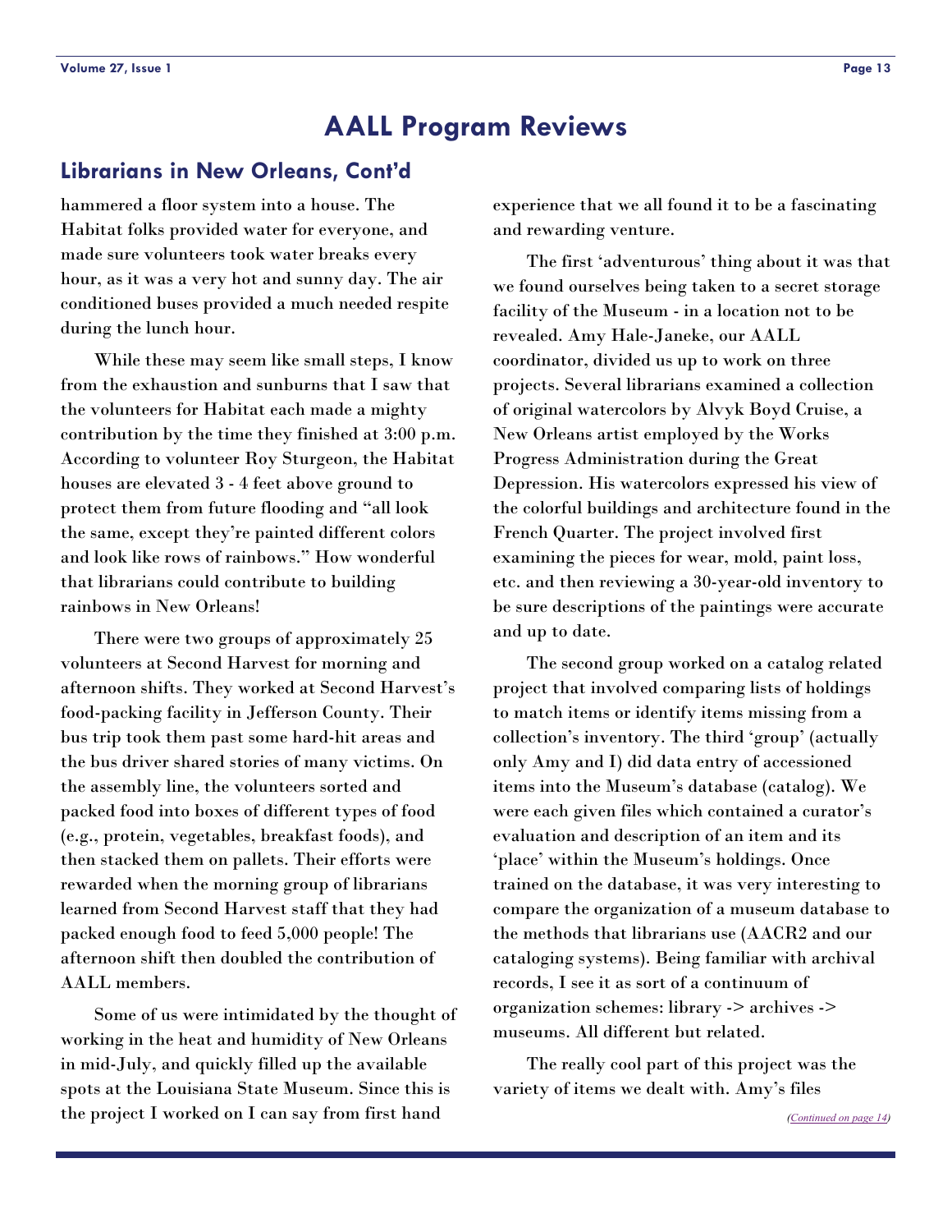# AALL Program Reviews

## Librarians in New Orleans, Cont'd

hammered a floor system into a house. The Habitat folks provided water for everyone, and made sure volunteers took water breaks every hour, as it was a very hot and sunny day. The air conditioned buses provided a much needed respite during the lunch hour.

While these may seem like small steps, I know from the exhaustion and sunburns that I saw that the volunteers for Habitat each made a mighty contribution by the time they finished at 3:00 p.m. According to volunteer Roy Sturgeon, the Habitat houses are elevated 3 - 4 feet above ground to protect them from future flooding and "all look the same, except they're painted different colors and look like rows of rainbows." How wonderful that librarians could contribute to building rainbows in New Orleans!

There were two groups of approximately 25 volunteers at Second Harvest for morning and afternoon shifts. They worked at Second Harvest's food-packing facility in Jefferson County. Their bus trip took them past some hard-hit areas and the bus driver shared stories of many victims. On the assembly line, the volunteers sorted and packed food into boxes of different types of food (e.g., protein, vegetables, breakfast foods), and then stacked them on pallets. Their efforts were rewarded when the morning group of librarians learned from Second Harvest staff that they had packed enough food to feed 5,000 people! The afternoon shift then doubled the contribution of AALL members.

Some of us were intimidated by the thought of working in the heat and humidity of New Orleans in mid-July, and quickly filled up the available spots at the Louisiana State Museum. Since this is the project I worked on I can say from first hand experience that we all found it to be a fascinating and rewarding venture.

The first 'adventurous' thing about it was that we found ourselves being taken to a secret storage facility of the Museum - in a location not to be revealed. Amy Hale-Janeke, our AALL coordinator, divided us up to work on three projects. Several librarians examined a collection of original watercolors by Alvyk Boyd Cruise, a New Orleans artist employed by the Works Progress Administration during the Great Depression. His watercolors expressed his view of the colorful buildings and architecture found in the French Quarter. The project involved first examining the pieces for wear, mold, paint loss, etc. and then reviewing a 30-year-old inventory to be sure descriptions of the paintings were accurate and up to date.

The second group worked on a catalog related project that involved comparing lists of holdings to match items or identify items missing from a collection's inventory. The third 'group' (actually only Amy and I) did data entry of accessioned items into the Museum's database (catalog). We were each given files which contained a curator's evaluation and description of an item and its 'place' within the Museum's holdings. Once trained on the database, it was very interesting to compare the organization of a museum database to the methods that librarians use (AACR2 and our cataloging systems). Being familiar with archival records, I see it as sort of a continuum of organization schemes: library -> archives -> museums. All different but related.

The really cool part of this project was the variety of items we dealt with. Amy's files

*(Continued on page 14)*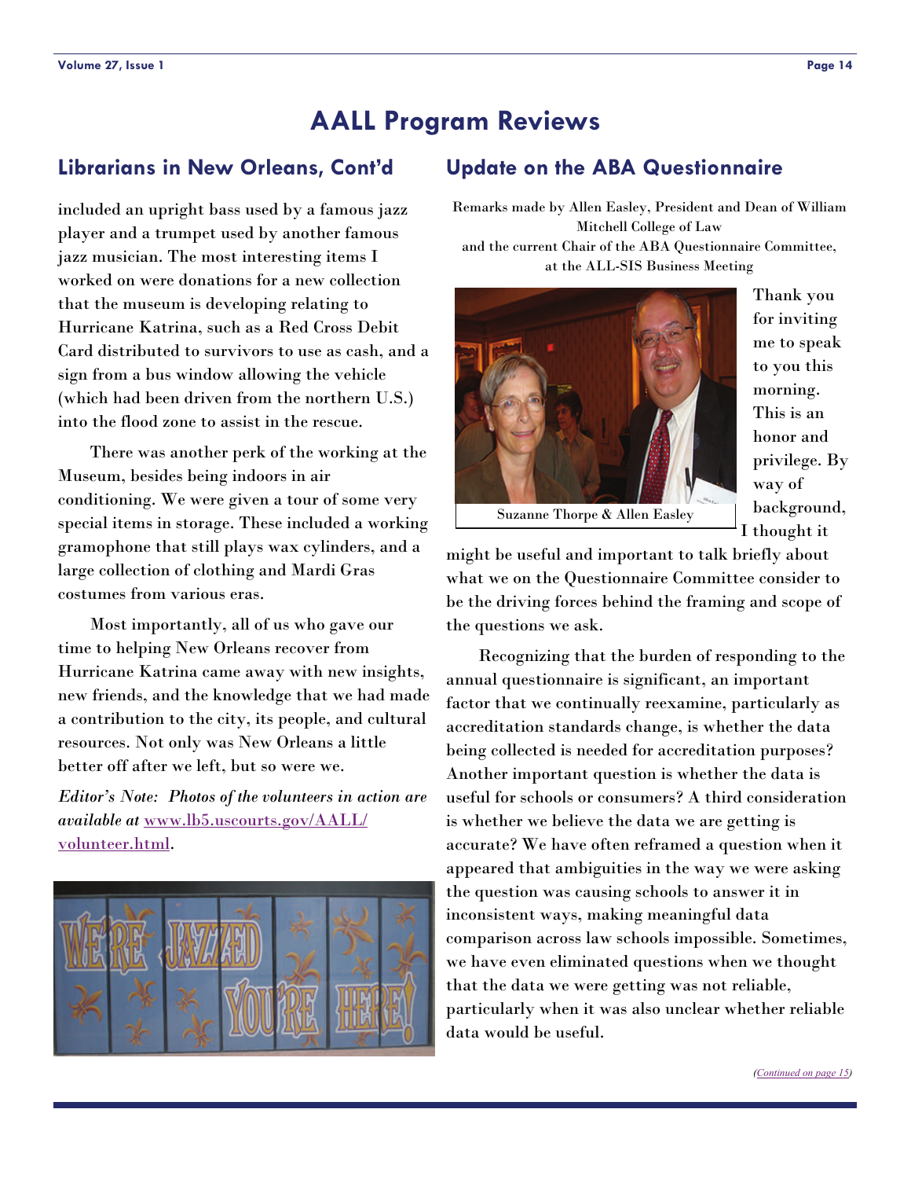# AALL Program Reviews

## Librarians in New Orleans, Cont'd

included an upright bass used by a famous jazz player and a trumpet used by another famous jazz musician. The most interesting items I worked on were donations for a new collection that the museum is developing relating to Hurricane Katrina, such as a Red Cross Debit Card distributed to survivors to use as cash, and a sign from a bus window allowing the vehicle (which had been driven from the northern U.S.) into the flood zone to assist in the rescue.

There was another perk of the working at the Museum, besides being indoors in air conditioning. We were given a tour of some very special items in storage. These included a working gramophone that still plays wax cylinders, and a large collection of clothing and Mardi Gras costumes from various eras.

Most importantly, all of us who gave our time to helping New Orleans recover from Hurricane Katrina came away with new insights, new friends, and the knowledge that we had made a contribution to the city, its people, and cultural resources. Not only was New Orleans a little better off after we left, but so were we.

*Editor's Note: Photos of the volunteers in action are available at* [www.lb5.uscourts.gov/AALL/volunteer.html](http://www.lb5.uscourts.gov/AALL/volunteer.html).

## Update on the ABA Questionnaire

Remarks made by Allen Easley, President and Dean of William Mitchell College of Law and the current Chair of the ABA Questionnaire Committee, at the ALL-SIS Business Meeting

Suzanne Thorpe & Allen Easley

Thank you for inviting me to speak to you this morning. This is an honor and privilege. By way of background, I thought it might be useful and important to talk briefly about what we on the Questionnaire Committee consider to be the driving forces behind the framing and scope of the questions we ask.

Recognizing that the burden of responding to the annual questionnaire is significant, an important factor that we continually reexamine, particularly as accreditation standards change, is whether the data being collected is needed for accreditation purposes? Another important question is whether the data is useful for schools or consumers? A third consideration is whether we believe the data we are getting is accurate? We have often reframed a question when it appeared that ambiguities in the way we were asking the question was causing schools to answer it in inconsistent ways, making meaningful data comparison across law schools impossible. Sometimes, we have even eliminated questions when we thought that the data we were getting was not reliable, particularly when it was also unclear whether reliable data would be useful.

*(Continued on page 15)*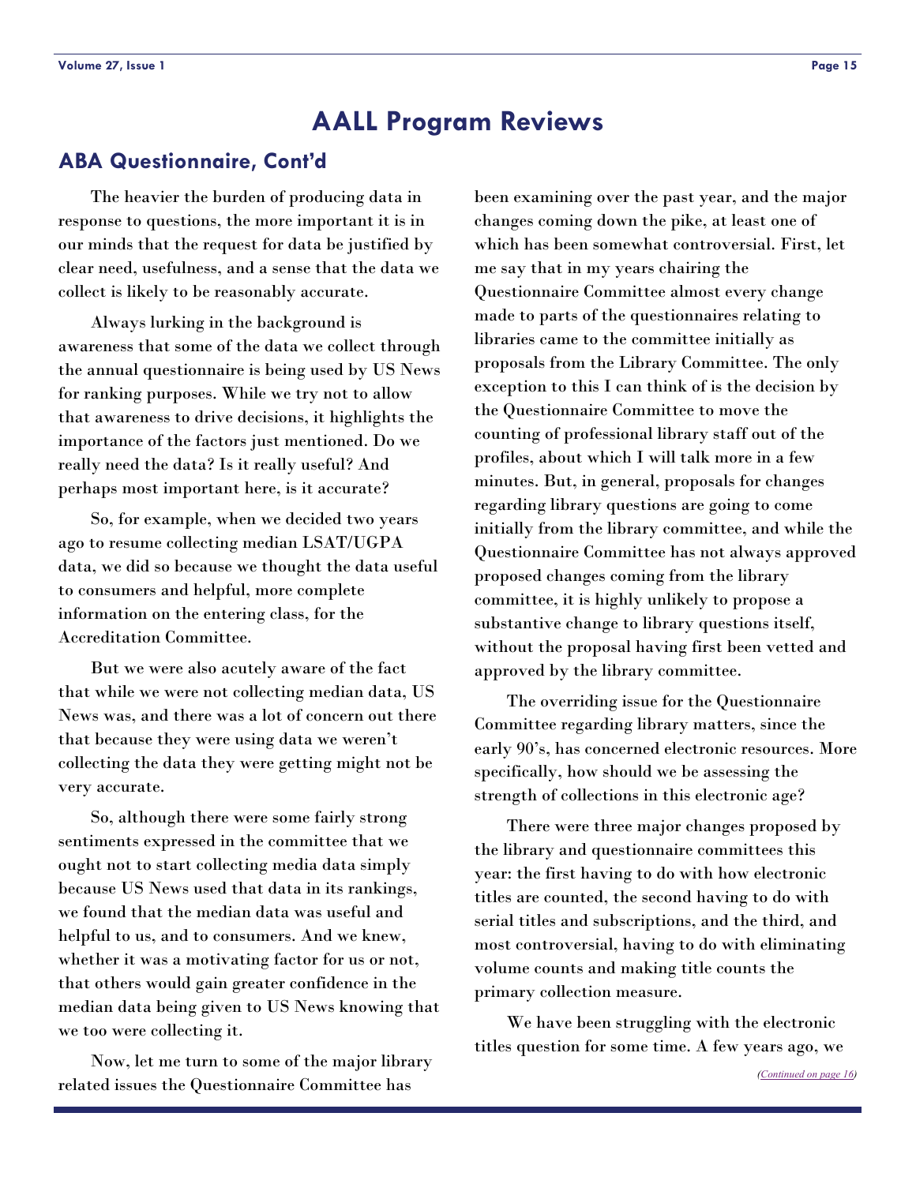# AALL Program Reviews

## ABA Questionnaire, Cont'd

The heavier the burden of producing data in response to questions, the more important it is in our minds that the request for data be justified by clear need, usefulness, and a sense that the data we collect is likely to be reasonably accurate.

Always lurking in the background is awareness that some of the data we collect through the annual questionnaire is being used by US News for ranking purposes. While we try not to allow that awareness to drive decisions, it highlights the importance of the factors just mentioned. Do we really need the data? Is it really useful? And perhaps most important here, is it accurate?

So, for example, when we decided two years ago to resume collecting median LSAT/UGPA data, we did so because we thought the data useful to consumers and helpful, more complete information on the entering class, for the Accreditation Committee.

But we were also acutely aware of the fact that while we were not collecting median data, US News was, and there was a lot of concern out there that because they were using data we weren't collecting the data they were getting might not be very accurate.

So, although there were some fairly strong sentiments expressed in the committee that we ought not to start collecting media data simply because US News used that data in its rankings, we found that the median data was useful and helpful to us, and to consumers. And we knew, whether it was a motivating factor for us or not, that others would gain greater confidence in the median data being given to US News knowing that we too were collecting it.

Now, let me turn to some of the major library related issues the Questionnaire Committee has been examining over the past year, and the major changes coming down the pike, at least one of which has been somewhat controversial. First, let me say that in my years chairing the Questionnaire Committee almost every change made to parts of the questionnaires relating to libraries came to the committee initially as proposals from the Library Committee. The only exception to this I can think of is the decision by the Questionnaire Committee to move the counting of professional library staff out of the profiles, about which I will talk more in a few minutes. But, in general, proposals for changes regarding library questions are going to come initially from the library committee, and while the Questionnaire Committee has not always approved proposed changes coming from the library committee, it is highly unlikely to propose a substantive change to library questions itself, without the proposal having first been vetted and approved by the library committee.

The overriding issue for the Questionnaire Committee regarding library matters, since the early 90's, has concerned electronic resources. More specifically, how should we be assessing the strength of collections in this electronic age?

There were three major changes proposed by the library and questionnaire committees this year: the first having to do with how electronic titles are counted, the second having to do with serial titles and subscriptions, and the third, and most controversial, having to do with eliminating volume counts and making title counts the primary collection measure.

We have been struggling with the electronic titles question for some time. A few years ago, we

*(Continued on page 16)*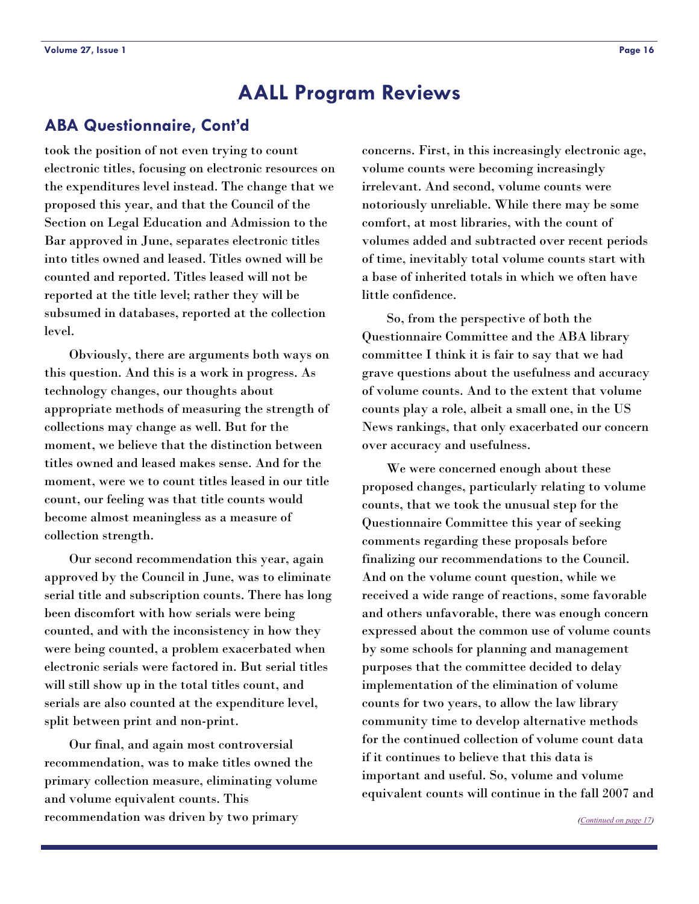# AALL Program Reviews

## ABA Questionnaire, Cont'd

took the position of not even trying to count electronic titles, focusing on electronic resources on the expenditures level instead. The change that we proposed this year, and that the Council of the Section on Legal Education and Admission to the Bar approved in June, separates electronic titles into titles owned and leased. Titles owned will be counted and reported. Titles leased will not be reported at the title level; rather they will be subsumed in databases, reported at the collection level.

Obviously, there are arguments both ways on this question. And this is a work in progress. As technology changes, our thoughts about appropriate methods of measuring the strength of collections may change as well. But for the moment, we believe that the distinction between titles owned and leased makes sense. And for the moment, were we to count titles leased in our title count, our feeling was that title counts would become almost meaningless as a measure of collection strength.

Our second recommendation this year, again approved by the Council in June, was to eliminate serial title and subscription counts. There has long been discomfort with how serials were being counted, and with the inconsistency in how they were being counted, a problem exacerbated when electronic serials were factored in. But serial titles will still show up in the total titles count, and serials are also counted at the expenditure level, split between print and non-print.

Our final, and again most controversial recommendation, was to make titles owned the primary collection measure, eliminating volume and volume equivalent counts. This recommendation was driven by two primary concerns. First, in this increasingly electronic age, volume counts were becoming increasingly irrelevant. And second, volume counts were notoriously unreliable. While there may be some comfort, at most libraries, with the count of volumes added and subtracted over recent periods of time, inevitably total volume counts start with a base of inherited totals in which we often have little confidence.

So, from the perspective of both the Questionnaire Committee and the ABA library committee I think it is fair to say that we had grave questions about the usefulness and accuracy of volume counts. And to the extent that volume counts play a role, albeit a small one, in the US News rankings, that only exacerbated our concern over accuracy and usefulness.

We were concerned enough about these proposed changes, particularly relating to volume counts, that we took the unusual step for the Questionnaire Committee this year of seeking comments regarding these proposals before finalizing our recommendations to the Council. And on the volume count question, while we received a wide range of reactions, some favorable and others unfavorable, there was enough concern expressed about the common use of volume counts by some schools for planning and management purposes that the committee decided to delay implementation of the elimination of volume counts for two years, to allow the law library community time to develop alternative methods for the continued collection of volume count data if it continues to believe that this data is important and useful. So, volume and volume equivalent counts will continue in the fall 2007 and

*(Continued on page 17)*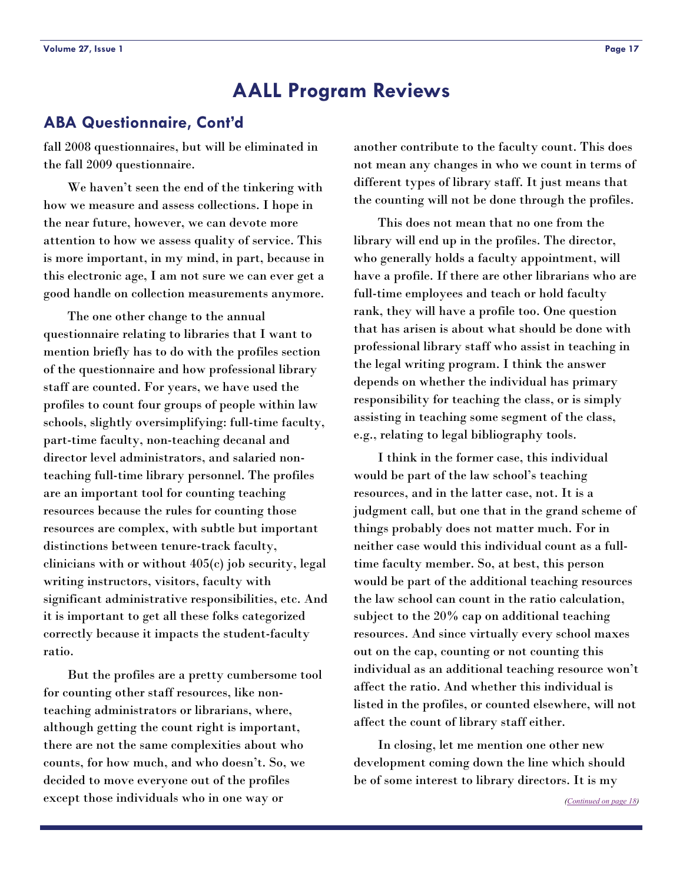# AALL Program Reviews

## ABA Questionnaire, Cont'd

fall 2008 questionnaires, but will be eliminated in the fall 2009 questionnaire.

We haven't seen the end of the tinkering with how we measure and assess collections. I hope in the near future, however, we can devote more attention to how we assess quality of service. This is more important, in my mind, in part, because in this electronic age, I am not sure we can ever get a good handle on collection measurements anymore.

The one other change to the annual questionnaire relating to libraries that I want to mention briefly has to do with the profiles section of the questionnaire and how professional library staff are counted. For years, we have used the profiles to count four groups of people within law schools, slightly oversimplifying: full-time faculty, part-time faculty, non-teaching decanal and director level administrators, and salaried non-teaching full-time library personnel. The profiles are an important tool for counting teaching resources because the rules for counting those resources are complex, with subtle but important distinctions between tenure-track faculty, clinicians with or without 405(c) job security, legal writing instructors, visitors, faculty with significant administrative responsibilities, etc. And it is important to get all these folks categorized correctly because it impacts the student-faculty ratio.

But the profiles are a pretty cumbersome tool for counting other staff resources, like non-teaching administrators or librarians, where, although getting the count right is important, there are not the same complexities about who counts, for how much, and who doesn't. So, we decided to move everyone out of the profiles except those individuals who in one way or another contribute to the faculty count. This does not mean any changes in who we count in terms of different types of library staff. It just means that the counting will not be done through the profiles.

This does not mean that no one from the library will end up in the profiles. The director, who generally holds a faculty appointment, will have a profile. If there are other librarians who are full-time employees and teach or hold faculty rank, they will have a profile too. One question that has arisen is about what should be done with professional library staff who assist in teaching in the legal writing program. I think the answer depends on whether the individual has primary responsibility for teaching the class, or is simply assisting in teaching some segment of the class, e.g., relating to legal bibliography tools.

I think in the former case, this individual would be part of the law school's teaching resources, and in the latter case, not. It is a judgment call, but one that in the grand scheme of things probably does not matter much. For in neither case would this individual count as a full-time faculty member. So, at best, this person would be part of the additional teaching resources the law school can count in the ratio calculation, subject to the 20% cap on additional teaching resources. And since virtually every school maxes out on the cap, counting or not counting this individual as an additional teaching resource won't affect the ratio. And whether this individual is listed in the profiles, or counted elsewhere, will not affect the count of library staff either.

In closing, let me mention one other new development coming down the line which should be of some interest to library directors. It is my

*(Continued on page 18)*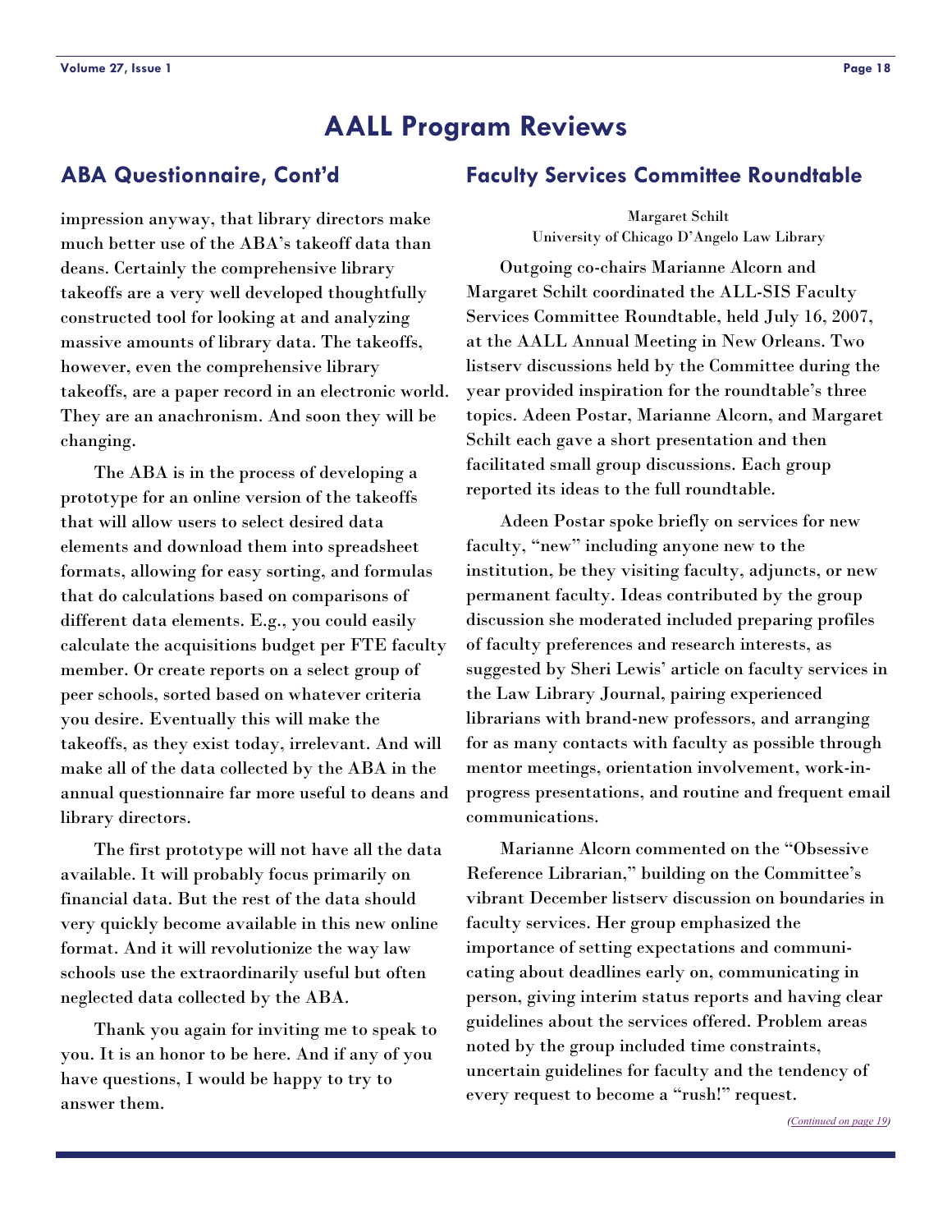# AALL Program Reviews

## ABA Questionnaire, Cont'd

impression anyway, that library directors make much better use of the ABA's takeoff data than deans. Certainly the comprehensive library takeoffs are a very well developed thoughtfully constructed tool for looking at and analyzing massive amounts of library data. The takeoffs, however, even the comprehensive library takeoffs, are a paper record in an electronic world. They are an anachronism. And soon they will be changing.

The ABA is in the process of developing a prototype for an online version of the takeoffs that will allow users to select desired data elements and download them into spreadsheet formats, allowing for easy sorting, and formulas that do calculations based on comparisons of different data elements. E.g., you could easily calculate the acquisitions budget per FTE faculty member. Or create reports on a select group of peer schools, sorted based on whatever criteria you desire. Eventually this will make the takeoffs, as they exist today, irrelevant. And will make all of the data collected by the ABA in the annual questionnaire far more useful to deans and library directors.

The first prototype will not have all the data available. It will probably focus primarily on financial data. But the rest of the data should very quickly become available in this new online format. And it will revolutionize the way law schools use the extraordinarily useful but often neglected data collected by the ABA.

Thank you again for inviting me to speak to you. It is an honor to be here. And if any of you have questions, I would be happy to try to answer them.

## Faculty Services Committee Roundtable

Margaret Schilt
University of Chicago D'Angelo Law Library

Outgoing co-chairs Marianne Alcorn and Margaret Schilt coordinated the ALL-SIS Faculty Services Committee Roundtable, held July 16, 2007, at the AALL Annual Meeting in New Orleans. Two listserv discussions held by the Committee during the year provided inspiration for the roundtable's three topics. Adeen Postar, Marianne Alcorn, and Margaret Schilt each gave a short presentation and then facilitated small group discussions. Each group reported its ideas to the full roundtable.

Adeen Postar spoke briefly on services for new faculty, "new" including anyone new to the institution, be they visiting faculty, adjuncts, or new permanent faculty. Ideas contributed by the group discussion she moderated included preparing profiles of faculty preferences and research interests, as suggested by Sheri Lewis' article on faculty services in the Law Library Journal, pairing experienced librarians with brand-new professors, and arranging for as many contacts with faculty as possible through mentor meetings, orientation involvement, work-in-progress presentations, and routine and frequent email communications.

Marianne Alcorn commented on the "Obsessive Reference Librarian," building on the Committee's vibrant December listserv discussion on boundaries in faculty services. Her group emphasized the importance of setting expectations and communicating about deadlines early on, communicating in person, giving interim status reports and having clear guidelines about the services offered. Problem areas noted by the group included time constraints, uncertain guidelines for faculty and the tendency of every request to become a "rush!" request.

*(Continued on page 19)*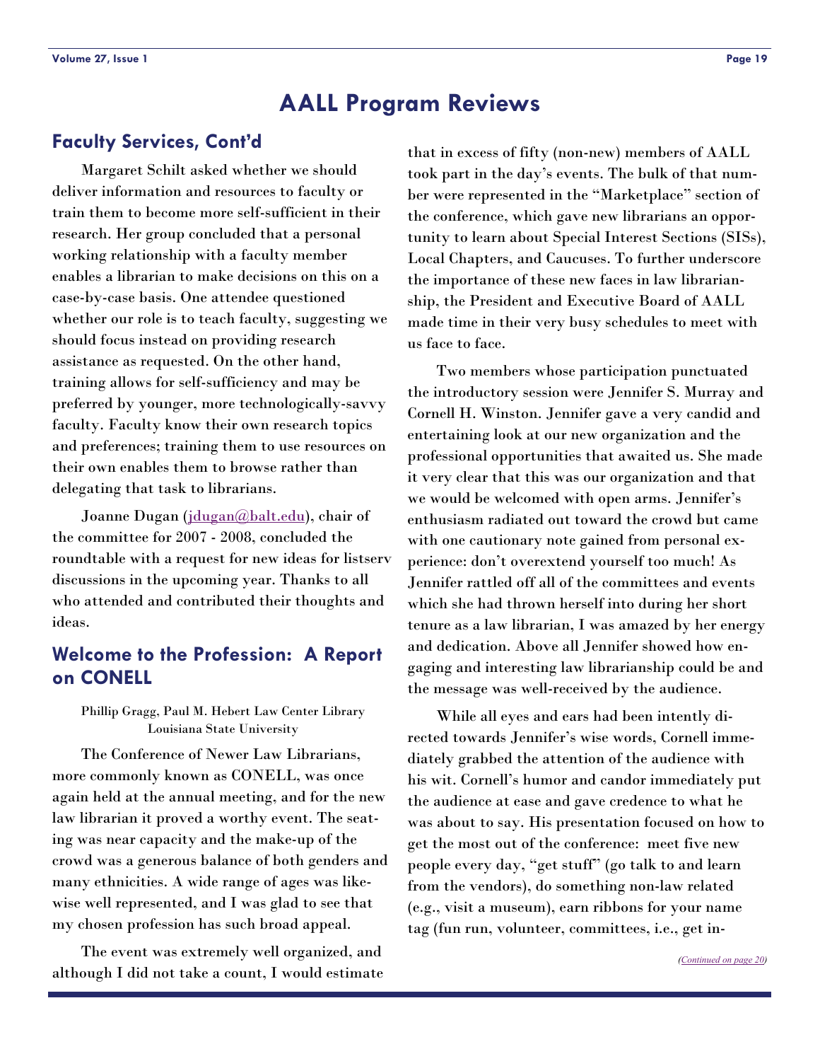# AALL Program Reviews

## Faculty Services, Cont'd

Margaret Schilt asked whether we should deliver information and resources to faculty or train them to become more self-sufficient in their research. Her group concluded that a personal working relationship with a faculty member enables a librarian to make decisions on this on a case-by-case basis. One attendee questioned whether our role is to teach faculty, suggesting we should focus instead on providing research assistance as requested. On the other hand, training allows for self-sufficiency and may be preferred by younger, more technologically-savvy faculty. Faculty know their own research topics and preferences; training them to use resources on their own enables them to browse rather than delegating that task to librarians.

Joanne Dugan (jdugan@balt.edu), chair of the committee for 2007 - 2008, concluded the roundtable with a request for new ideas for listserv discussions in the upcoming year. Thanks to all who attended and contributed their thoughts and ideas.

## Welcome to the Profession: A Report on CONELL

Phillip Gragg, Paul M. Hebert Law Center Library
Louisiana State University

The Conference of Newer Law Librarians, more commonly known as CONELL, was once again held at the annual meeting, and for the new law librarian it proved a worthy event. The seating was near capacity and the make-up of the crowd was a generous balance of both genders and many ethnicities. A wide range of ages was likewise well represented, and I was glad to see that my chosen profession has such broad appeal.

The event was extremely well organized, and although I did not take a count, I would estimate that in excess of fifty (non-new) members of AALL took part in the day's events. The bulk of that number were represented in the "Marketplace" section of the conference, which gave new librarians an opportunity to learn about Special Interest Sections (SISs), Local Chapters, and Caucuses. To further underscore the importance of these new faces in law librarianship, the President and Executive Board of AALL made time in their very busy schedules to meet with us face to face.

Two members whose participation punctuated the introductory session were Jennifer S. Murray and Cornell H. Winston. Jennifer gave a very candid and entertaining look at our new organization and the professional opportunities that awaited us. She made it very clear that this was our organization and that we would be welcomed with open arms. Jennifer's enthusiasm radiated out toward the crowd but came with one cautionary note gained from personal experience: don't overextend yourself too much! As Jennifer rattled off all of the committees and events which she had thrown herself into during her short tenure as a law librarian, I was amazed by her energy and dedication. Above all Jennifer showed how engaging and interesting law librarianship could be and the message was well-received by the audience.

While all eyes and ears had been intently directed towards Jennifer's wise words, Cornell immediately grabbed the attention of the audience with his wit. Cornell's humor and candor immediately put the audience at ease and gave credence to what he was about to say. His presentation focused on how to get the most out of the conference: meet five new people every day, "get stuff" (go talk to and learn from the vendors), do something non-law related (e.g., visit a museum), earn ribbons for your name tag (fun run, volunteer, committees, i.e., get in-

*(Continued on page 20)*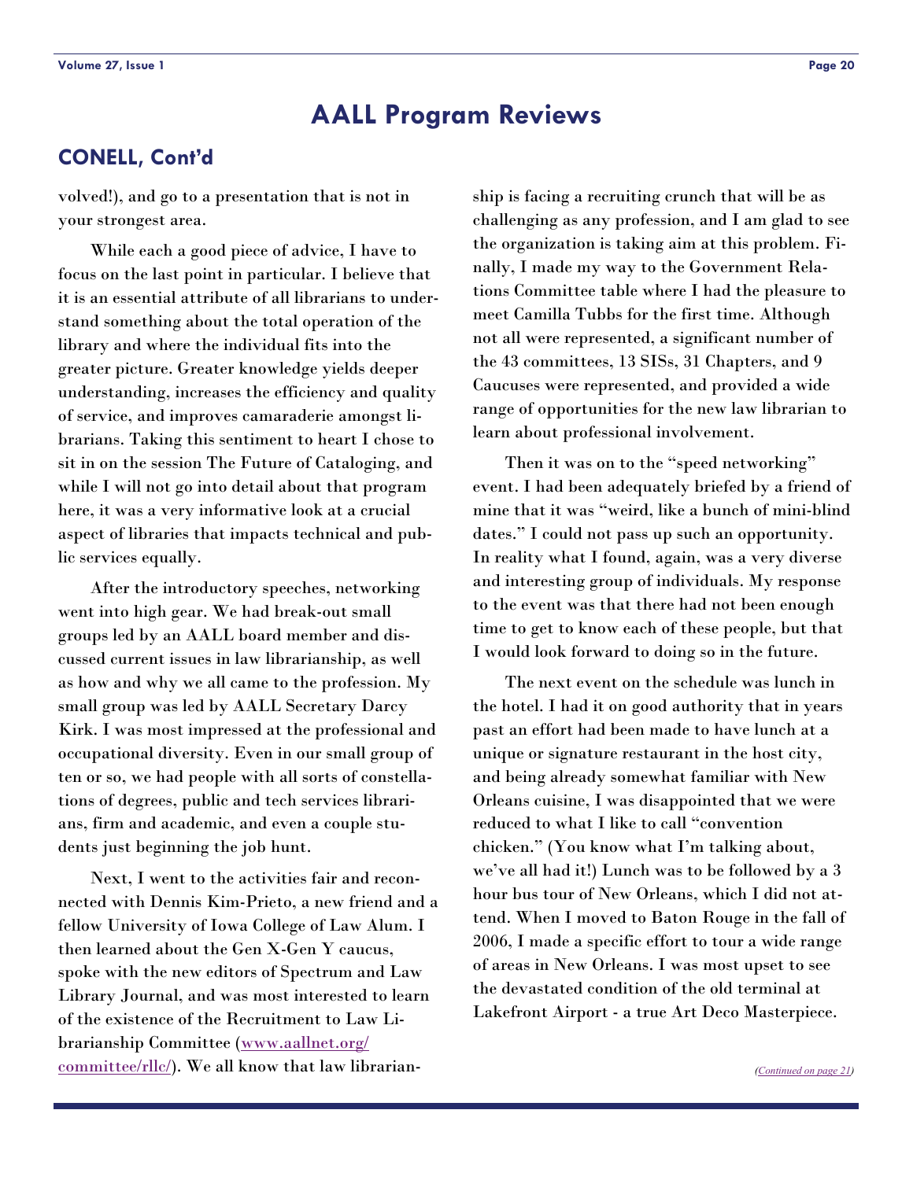# AALL Program Reviews

## CONELL, Cont'd

volved!), and go to a presentation that is not in your strongest area.

While each a good piece of advice, I have to focus on the last point in particular. I believe that it is an essential attribute of all librarians to understand something about the total operation of the library and where the individual fits into the greater picture. Greater knowledge yields deeper understanding, increases the efficiency and quality of service, and improves camaraderie amongst librarians. Taking this sentiment to heart I chose to sit in on the session The Future of Cataloging, and while I will not go into detail about that program here, it was a very informative look at a crucial aspect of libraries that impacts technical and public services equally.

After the introductory speeches, networking went into high gear. We had break-out small groups led by an AALL board member and discussed current issues in law librarianship, as well as how and why we all came to the profession. My small group was led by AALL Secretary Darcy Kirk. I was most impressed at the professional and occupational diversity. Even in our small group of ten or so, we had people with all sorts of constellations of degrees, public and tech services librarians, firm and academic, and even a couple students just beginning the job hunt.

Next, I went to the activities fair and reconnected with Dennis Kim-Prieto, a new friend and a fellow University of Iowa College of Law Alum. I then learned about the Gen X-Gen Y caucus, spoke with the new editors of Spectrum and Law Library Journal, and was most interested to learn of the existence of the Recruitment to Law Librarianship Committee ([www.aallnet.org/committee/rllc/](www.aallnet.org/committee/rllc/)). We all know that law librarianship is facing a recruiting crunch that will be as challenging as any profession, and I am glad to see the organization is taking aim at this problem. Finally, I made my way to the Government Relations Committee table where I had the pleasure to meet Camilla Tubbs for the first time. Although not all were represented, a significant number of the 43 committees, 13 SISs, 31 Chapters, and 9 Caucuses were represented, and provided a wide range of opportunities for the new law librarian to learn about professional involvement.

Then it was on to the "speed networking" event. I had been adequately briefed by a friend of mine that it was "weird, like a bunch of mini-blind dates." I could not pass up such an opportunity. In reality what I found, again, was a very diverse and interesting group of individuals. My response to the event was that there had not been enough time to get to know each of these people, but that I would look forward to doing so in the future.

The next event on the schedule was lunch in the hotel. I had it on good authority that in years past an effort had been made to have lunch at a unique or signature restaurant in the host city, and being already somewhat familiar with New Orleans cuisine, I was disappointed that we were reduced to what I like to call "convention chicken." (You know what I'm talking about, we've all had it!) Lunch was to be followed by a 3 hour bus tour of New Orleans, which I did not attend. When I moved to Baton Rouge in the fall of 2006, I made a specific effort to tour a wide range of areas in New Orleans. I was most upset to see the devastated condition of the old terminal at Lakefront Airport - a true Art Deco Masterpiece.

*(Continued on page 21)*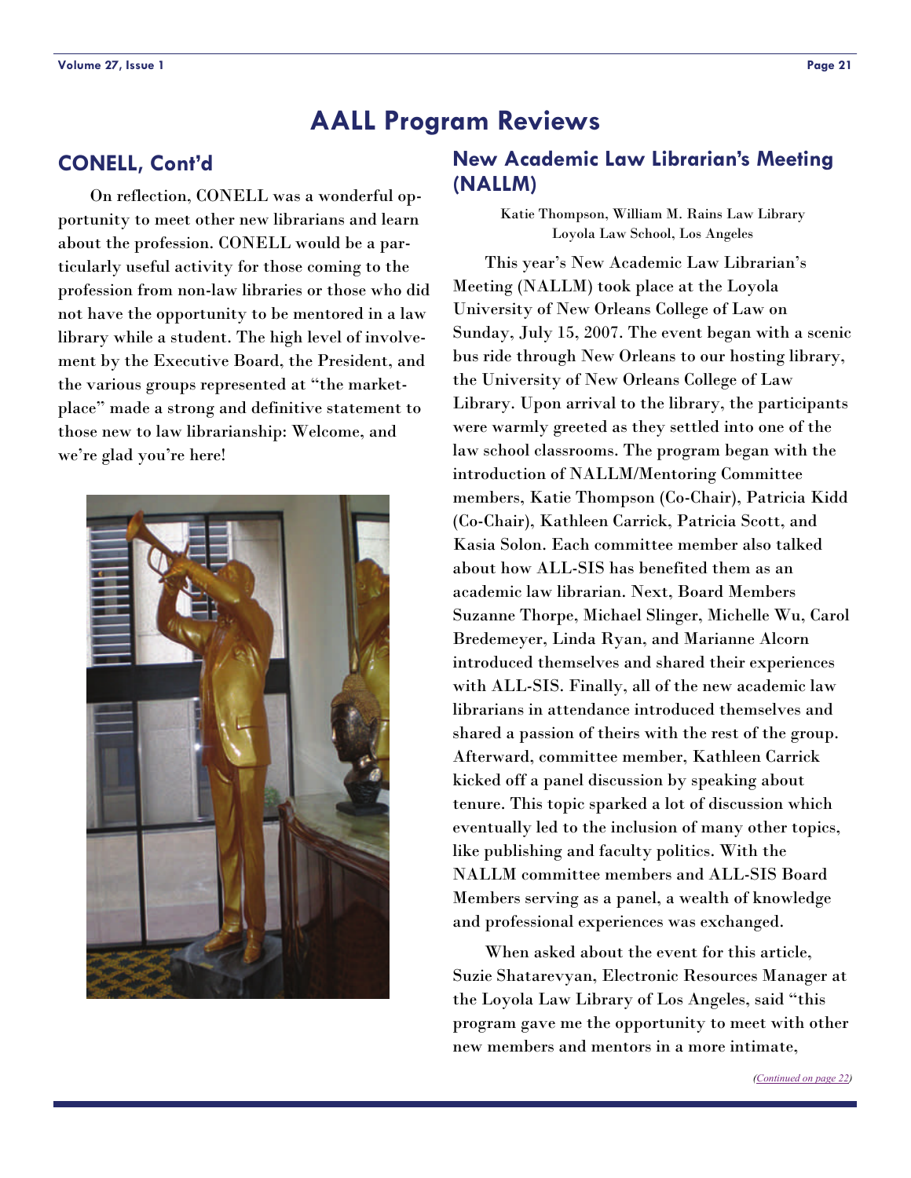# AALL Program Reviews

## CONELL, Cont'd

On reflection, CONELL was a wonderful opportunity to meet other new librarians and learn about the profession. CONELL would be a particularly useful activity for those coming to the profession from non-law libraries or those who did not have the opportunity to be mentored in a law library while a student. The high level of involvement by the Executive Board, the President, and the various groups represented at "the marketplace" made a strong and definitive statement to those new to law librarianship: Welcome, and we're glad you're here!

## New Academic Law Librarian's Meeting (NALLM)

Katie Thompson, William M. Rains Law Library
Loyola Law School, Los Angeles

This year's New Academic Law Librarian's Meeting (NALLM) took place at the Loyola University of New Orleans College of Law on Sunday, July 15, 2007. The event began with a scenic bus ride through New Orleans to our hosting library, the University of New Orleans College of Law Library. Upon arrival to the library, the participants were warmly greeted as they settled into one of the law school classrooms. The program began with the introduction of NALLM/Mentoring Committee members, Katie Thompson (Co-Chair), Patricia Kidd (Co-Chair), Kathleen Carrick, Patricia Scott, and Kasia Solon. Each committee member also talked about how ALL-SIS has benefited them as an academic law librarian. Next, Board Members Suzanne Thorpe, Michael Slinger, Michelle Wu, Carol Bredemeyer, Linda Ryan, and Marianne Alcorn introduced themselves and shared their experiences with ALL-SIS. Finally, all of the new academic law librarians in attendance introduced themselves and shared a passion of theirs with the rest of the group. Afterward, committee member, Kathleen Carrick kicked off a panel discussion by speaking about tenure. This topic sparked a lot of discussion which eventually led to the inclusion of many other topics, like publishing and faculty politics. With the NALLM committee members and ALL-SIS Board Members serving as a panel, a wealth of knowledge and professional experiences was exchanged.

When asked about the event for this article, Suzie Shatarevyan, Electronic Resources Manager at the Loyola Law Library of Los Angeles, said "this program gave me the opportunity to meet with other new members and mentors in a more intimate,

*(Continued on page 22)*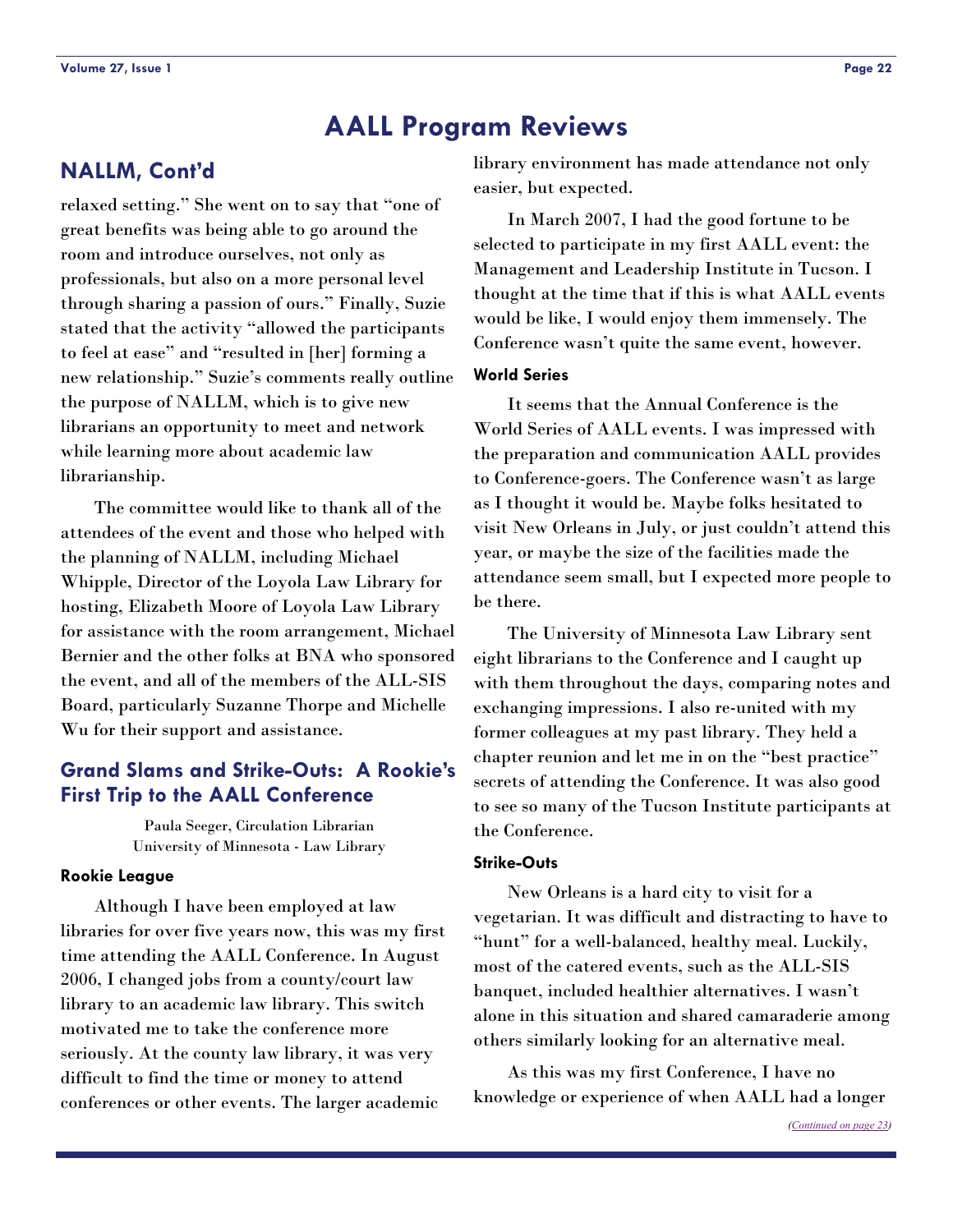# AALL Program Reviews

## NALLM, Cont'd

relaxed setting." She went on to say that "one of great benefits was being able to go around the room and introduce ourselves, not only as professionals, but also on a more personal level through sharing a passion of ours." Finally, Suzie stated that the activity "allowed the participants to feel at ease" and "resulted in [her] forming a new relationship." Suzie's comments really outline the purpose of NALLM, which is to give new librarians an opportunity to meet and network while learning more about academic law librarianship.

The committee would like to thank all of the attendees of the event and those who helped with the planning of NALLM, including Michael Whipple, Director of the Loyola Law Library for hosting, Elizabeth Moore of Loyola Law Library for assistance with the room arrangement, Michael Bernier and the other folks at BNA who sponsored the event, and all of the members of the ALL-SIS Board, particularly Suzanne Thorpe and Michelle Wu for their support and assistance.

## Grand Slams and Strike-Outs: A Rookie's First Trip to the AALL Conference

Paula Seeger, Circulation Librarian
University of Minnesota - Law Library

### Rookie League

Although I have been employed at law libraries for over five years now, this was my first time attending the AALL Conference. In August 2006, I changed jobs from a county/court law library to an academic law library. This switch motivated me to take the conference more seriously. At the county law library, it was very difficult to find the time or money to attend conferences or other events. The larger academic library environment has made attendance not only easier, but expected.

In March 2007, I had the good fortune to be selected to participate in my first AALL event: the Management and Leadership Institute in Tucson. I thought at the time that if this is what AALL events would be like, I would enjoy them immensely. The Conference wasn't quite the same event, however.

### World Series

It seems that the Annual Conference is the World Series of AALL events. I was impressed with the preparation and communication AALL provides to Conference-goers. The Conference wasn't as large as I thought it would be. Maybe folks hesitated to visit New Orleans in July, or just couldn't attend this year, or maybe the size of the facilities made the attendance seem small, but I expected more people to be there.

The University of Minnesota Law Library sent eight librarians to the Conference and I caught up with them throughout the days, comparing notes and exchanging impressions. I also re-united with my former colleagues at my past library. They held a chapter reunion and let me in on the "best practice" secrets of attending the Conference. It was also good to see so many of the Tucson Institute participants at the Conference.

### Strike-Outs

New Orleans is a hard city to visit for a vegetarian. It was difficult and distracting to have to "hunt" for a well-balanced, healthy meal. Luckily, most of the catered events, such as the ALL-SIS banquet, included healthier alternatives. I wasn't alone in this situation and shared camaraderie among others similarly looking for an alternative meal.

As this was my first Conference, I have no knowledge or experience of when AALL had a longer

*(Continued on page 23)*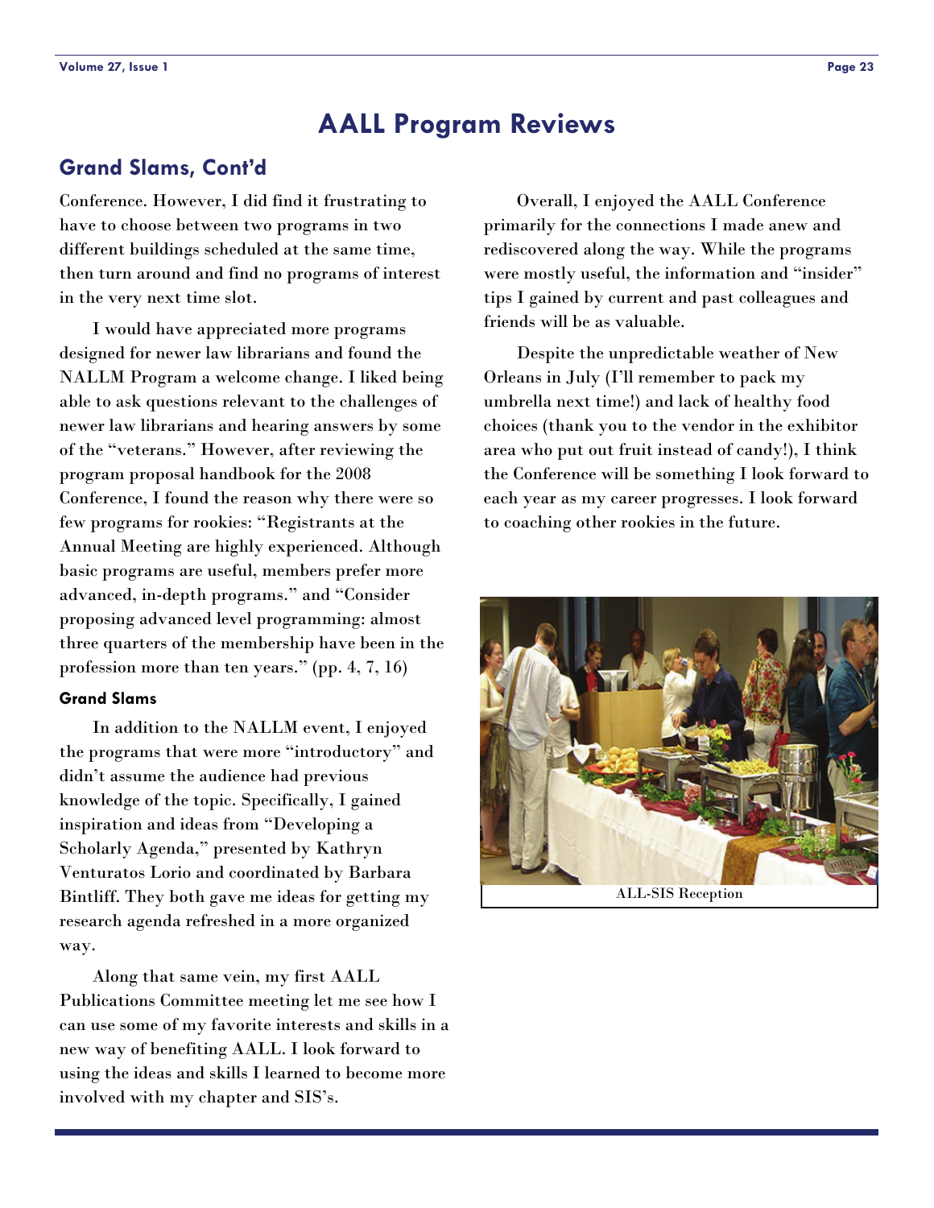# AALL Program Reviews

## Grand Slams, Cont'd

Conference. However, I did find it frustrating to have to choose between two programs in two different buildings scheduled at the same time, then turn around and find no programs of interest in the very next time slot.

I would have appreciated more programs designed for newer law librarians and found the NALLM Program a welcome change. I liked being able to ask questions relevant to the challenges of newer law librarians and hearing answers by some of the "veterans." However, after reviewing the program proposal handbook for the 2008 Conference, I found the reason why there were so few programs for rookies: "Registrants at the Annual Meeting are highly experienced. Although basic programs are useful, members prefer more advanced, in-depth programs." and "Consider proposing advanced level programming: almost three quarters of the membership have been in the profession more than ten years." (pp. 4, 7, 16)

### Grand Slams

In addition to the NALLM event, I enjoyed the programs that were more "introductory" and didn't assume the audience had previous knowledge of the topic. Specifically, I gained inspiration and ideas from "Developing a Scholarly Agenda," presented by Kathryn Venturatos Lorio and coordinated by Barbara Bintliff. They both gave me ideas for getting my research agenda refreshed in a more organized way.

Along that same vein, my first AALL Publications Committee meeting let me see how I can use some of my favorite interests and skills in a new way of benefiting AALL. I look forward to using the ideas and skills I learned to become more involved with my chapter and SIS's.

Overall, I enjoyed the AALL Conference primarily for the connections I made anew and rediscovered along the way. While the programs were mostly useful, the information and "insider" tips I gained by current and past colleagues and friends will be as valuable.

Despite the unpredictable weather of New Orleans in July (I'll remember to pack my umbrella next time!) and lack of healthy food choices (thank you to the vendor in the exhibitor area who put out fruit instead of candy!), I think the Conference will be something I look forward to each year as my career progresses. I look forward to coaching other rookies in the future.

ALL-SIS Reception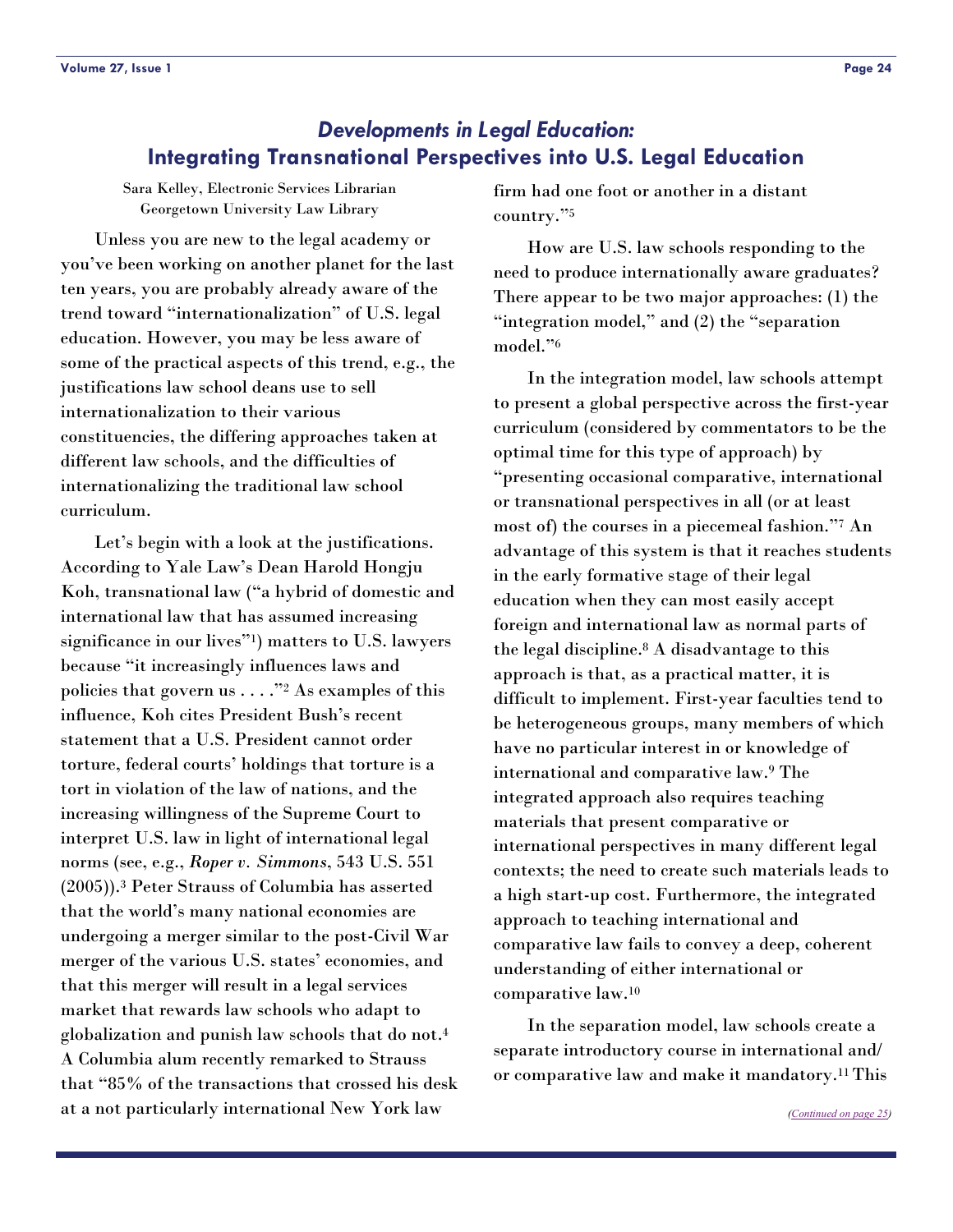## *Developments in Legal Education:*
## Integrating Transnational Perspectives into U.S. Legal Education

Sara Kelley, Electronic Services Librarian
Georgetown University Law Library

Unless you are new to the legal academy or you've been working on another planet for the last ten years, you are probably already aware of the trend toward "internationalization" of U.S. legal education. However, you may be less aware of some of the practical aspects of this trend, e.g., the justifications law school deans use to sell internationalization to their various constituencies, the differing approaches taken at different law schools, and the difficulties of internationalizing the traditional law school curriculum.

Let's begin with a look at the justifications. According to Yale Law's Dean Harold Hongju Koh, transnational law ("a hybrid of domestic and international law that has assumed increasing significance in our lives"[1]) matters to U.S. lawyers because "it increasingly influences laws and policies that govern us . . . ."[2] As examples of this influence, Koh cites President Bush's recent statement that a U.S. President cannot order torture, federal courts' holdings that torture is a tort in violation of the law of nations, and the increasing willingness of the Supreme Court to interpret U.S. law in light of international legal norms (see, e.g., *Roper v. Simmons*, 543 U.S. 551 (2005)).[3] Peter Strauss of Columbia has asserted that the world's many national economies are undergoing a merger similar to the post-Civil War merger of the various U.S. states' economies, and that this merger will result in a legal services market that rewards law schools who adapt to globalization and punish law schools that do not.[4] A Columbia alum recently remarked to Strauss that "85% of the transactions that crossed his desk at a not particularly international New York law firm had one foot or another in a distant country."[5]

How are U.S. law schools responding to the need to produce internationally aware graduates? There appear to be two major approaches: (1) the "integration model," and (2) the "separation model."[6]

In the integration model, law schools attempt to present a global perspective across the first-year curriculum (considered by commentators to be the optimal time for this type of approach) by "presenting occasional comparative, international or transnational perspectives in all (or at least most of) the courses in a piecemeal fashion."[7] An advantage of this system is that it reaches students in the early formative stage of their legal education when they can most easily accept foreign and international law as normal parts of the legal discipline.[8] A disadvantage to this approach is that, as a practical matter, it is difficult to implement. First-year faculties tend to be heterogeneous groups, many members of which have no particular interest in or knowledge of international and comparative law.[9] The integrated approach also requires teaching materials that present comparative or international perspectives in many different legal contexts; the need to create such materials leads to a high start-up cost. Furthermore, the integrated approach to teaching international and comparative law fails to convey a deep, coherent understanding of either international or comparative law.[10]

In the separation model, law schools create a separate introductory course in international and/or comparative law and make it mandatory.[11] This

*(Continued on page 25)*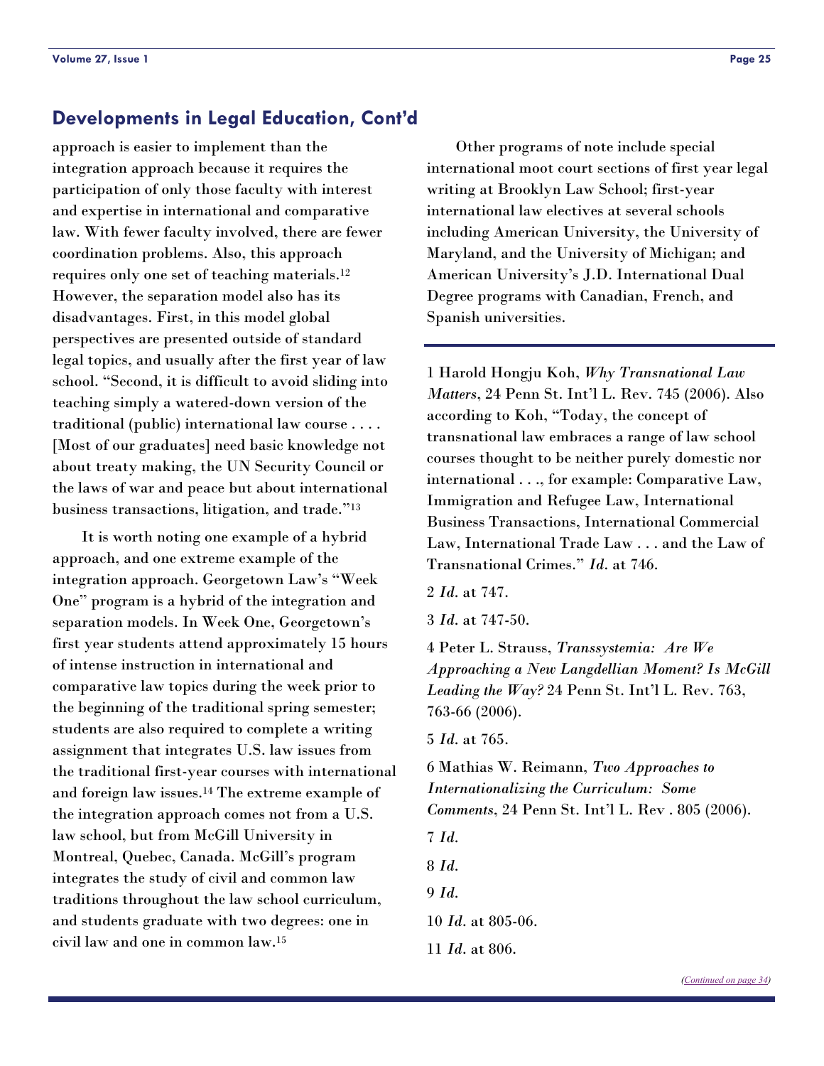## Developments in Legal Education, Cont'd

approach is easier to implement than the integration approach because it requires the participation of only those faculty with interest and expertise in international and comparative law. With fewer faculty involved, there are fewer coordination problems. Also, this approach requires only one set of teaching materials.[12] However, the separation model also has its disadvantages. First, in this model global perspectives are presented outside of standard legal topics, and usually after the first year of law school. "Second, it is difficult to avoid sliding into teaching simply a watered-down version of the traditional (public) international law course . . . . [Most of our graduates] need basic knowledge not about treaty making, the UN Security Council or the laws of war and peace but about international business transactions, litigation, and trade."[13]

It is worth noting one example of a hybrid approach, and one extreme example of the integration approach. Georgetown Law's "Week One" program is a hybrid of the integration and separation models. In Week One, Georgetown's first year students attend approximately 15 hours of intense instruction in international and comparative law topics during the week prior to the beginning of the traditional spring semester; students are also required to complete a writing assignment that integrates U.S. law issues from the traditional first-year courses with international and foreign law issues.[14] The extreme example of the integration approach comes not from a U.S. law school, but from McGill University in Montreal, Quebec, Canada. McGill's program integrates the study of civil and common law traditions throughout the law school curriculum, and students graduate with two degrees: one in civil law and one in common law.[15]

Other programs of note include special international moot court sections of first year legal writing at Brooklyn Law School; first-year international law electives at several schools including American University, the University of Maryland, and the University of Michigan; and American University's J.D. International Dual Degree programs with Canadian, French, and Spanish universities.

---

1 Harold Hongju Koh, *Why Transnational Law Matters*, 24 Penn St. Int'l L. Rev. 745 (2006). Also according to Koh, "Today, the concept of transnational law embraces a range of law school courses thought to be neither purely domestic nor international . . ., for example: Comparative Law, Immigration and Refugee Law, International Business Transactions, International Commercial Law, International Trade Law . . . and the Law of Transnational Crimes." *Id.* at 746.

2 *Id.* at 747.

3 *Id.* at 747-50.

4 Peter L. Strauss, *Transsystemia: Are We Approaching a New Langdellian Moment? Is McGill Leading the Way?* 24 Penn St. Int'l L. Rev. 763, 763-66 (2006).

5 *Id.* at 765.

6 Mathias W. Reimann, *Two Approaches to Internationalizing the Curriculum: Some Comments*, 24 Penn St. Int'l L. Rev . 805 (2006).

7 *Id.*

8 *Id.*

9 *Id.*

10 *Id.* at 805-06.

11 *Id.* at 806.

*(Continued on page 34)*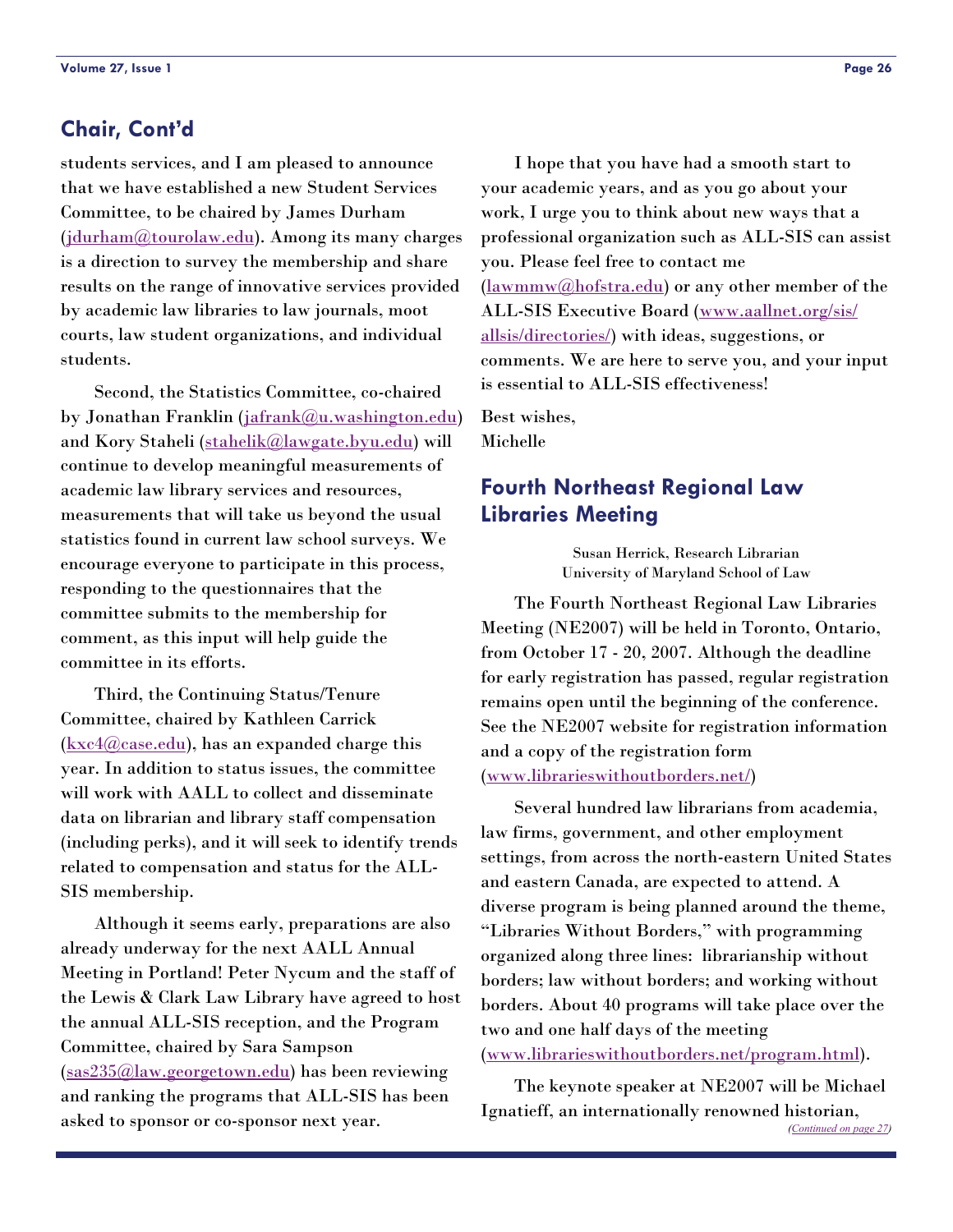## Chair, Cont'd

students services, and I am pleased to announce that we have established a new Student Services Committee, to be chaired by James Durham (jdurham@tourolaw.edu). Among its many charges is a direction to survey the membership and share results on the range of innovative services provided by academic law libraries to law journals, moot courts, law student organizations, and individual students.

Second, the Statistics Committee, co-chaired by Jonathan Franklin (jafrank@u.washington.edu) and Kory Staheli (stahelik@lawgate.byu.edu) will continue to develop meaningful measurements of academic law library services and resources, measurements that will take us beyond the usual statistics found in current law school surveys. We encourage everyone to participate in this process, responding to the questionnaires that the committee submits to the membership for comment, as this input will help guide the committee in its efforts.

Third, the Continuing Status/Tenure Committee, chaired by Kathleen Carrick (kxc4@case.edu), has an expanded charge this year. In addition to status issues, the committee will work with AALL to collect and disseminate data on librarian and library staff compensation (including perks), and it will seek to identify trends related to compensation and status for the ALL-SIS membership.

Although it seems early, preparations are also already underway for the next AALL Annual Meeting in Portland! Peter Nycum and the staff of the Lewis & Clark Law Library have agreed to host the annual ALL-SIS reception, and the Program Committee, chaired by Sara Sampson (sas235@law.georgetown.edu) has been reviewing and ranking the programs that ALL-SIS has been asked to sponsor or co-sponsor next year.

I hope that you have had a smooth start to your academic years, and as you go about your work, I urge you to think about new ways that a professional organization such as ALL-SIS can assist you. Please feel free to contact me (lawmmw@hofstra.edu) or any other member of the ALL-SIS Executive Board (www.aallnet.org/sis/allsis/directories/) with ideas, suggestions, or comments. We are here to serve you, and your input is essential to ALL-SIS effectiveness!

Best wishes,
Michelle

## Fourth Northeast Regional Law Libraries Meeting

Susan Herrick, Research Librarian
University of Maryland School of Law

The Fourth Northeast Regional Law Libraries Meeting (NE2007) will be held in Toronto, Ontario, from October 17 - 20, 2007. Although the deadline for early registration has passed, regular registration remains open until the beginning of the conference. See the NE2007 website for registration information and a copy of the registration form (www.librarieswithoutborders.net/)

Several hundred law librarians from academia, law firms, government, and other employment settings, from across the north-eastern United States and eastern Canada, are expected to attend. A diverse program is being planned around the theme, "Libraries Without Borders," with programming organized along three lines: librarianship without borders; law without borders; and working without borders. About 40 programs will take place over the two and one half days of the meeting (www.librarieswithoutborders.net/program.html).

The keynote speaker at NE2007 will be Michael Ignatieff, an internationally renowned historian,

*(Continued on page 27)*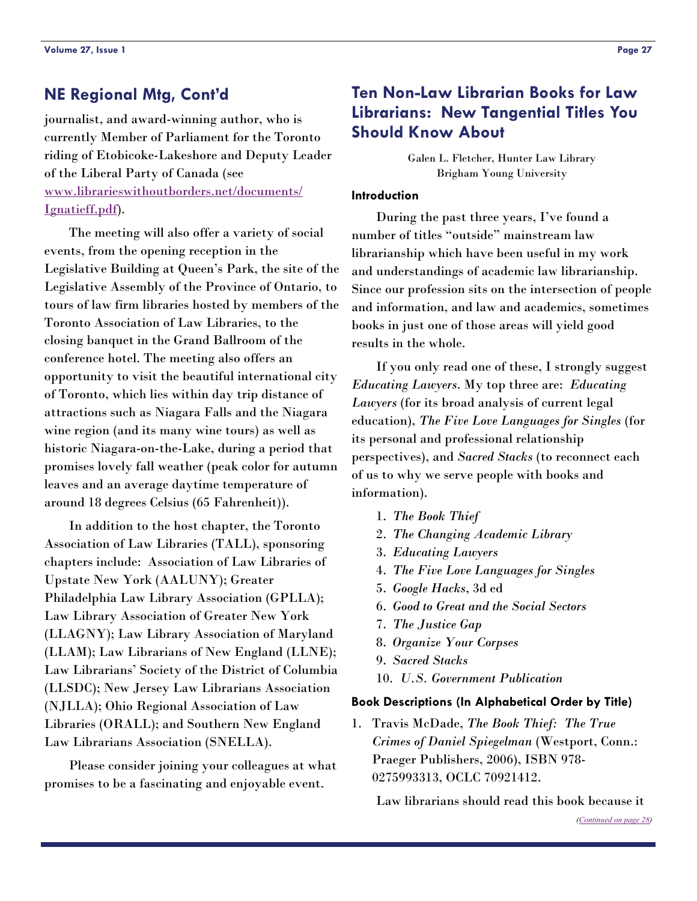## NE Regional Mtg, Cont'd

journalist, and award-winning author, who is currently Member of Parliament for the Toronto riding of Etobicoke-Lakeshore and Deputy Leader of the Liberal Party of Canada (see [www.librarieswithoutborders.net/documents/Ignatieff.pdf](www.librarieswithoutborders.net/documents/Ignatieff.pdf)).

The meeting will also offer a variety of social events, from the opening reception in the Legislative Building at Queen's Park, the site of the Legislative Assembly of the Province of Ontario, to tours of law firm libraries hosted by members of the Toronto Association of Law Libraries, to the closing banquet in the Grand Ballroom of the conference hotel. The meeting also offers an opportunity to visit the beautiful international city of Toronto, which lies within day trip distance of attractions such as Niagara Falls and the Niagara wine region (and its many wine tours) as well as historic Niagara-on-the-Lake, during a period that promises lovely fall weather (peak color for autumn leaves and an average daytime temperature of around 18 degrees Celsius (65 Fahrenheit)).

In addition to the host chapter, the Toronto Association of Law Libraries (TALL), sponsoring chapters include: Association of Law Libraries of Upstate New York (AALUNY); Greater Philadelphia Law Library Association (GPLLA); Law Library Association of Greater New York (LLAGNY); Law Library Association of Maryland (LLAM); Law Librarians of New England (LLNE); Law Librarians' Society of the District of Columbia (LLSDC); New Jersey Law Librarians Association (NJLLA); Ohio Regional Association of Law Libraries (ORALL); and Southern New England Law Librarians Association (SNELLA).

Please consider joining your colleagues at what promises to be a fascinating and enjoyable event.

## Ten Non-Law Librarian Books for Law Librarians: New Tangential Titles You Should Know About

Galen L. Fletcher, Hunter Law Library
Brigham Young University

### Introduction

During the past three years, I've found a number of titles "outside" mainstream law librarianship which have been useful in my work and understandings of academic law librarianship. Since our profession sits on the intersection of people and information, and law and academics, sometimes books in just one of those areas will yield good results in the whole.

If you only read one of these, I strongly suggest *Educating Lawyers*. My top three are: *Educating Lawyers* (for its broad analysis of current legal education), *The Five Love Languages for Singles* (for its personal and professional relationship perspectives), and *Sacred Stacks* (to reconnect each of us to why we serve people with books and information).

1. *The Book Thief*
2. *The Changing Academic Library*
3. *Educating Lawyers*
4. *The Five Love Languages for Singles*
5. *Google Hacks*, 3d ed
6. *Good to Great and the Social Sectors*
7. *The Justice Gap*
8. *Organize Your Corpses*
9. *Sacred Stacks*
10. *U.S. Government Publication*

### Book Descriptions (In Alphabetical Order by Title)

1. Travis McDade, *The Book Thief: The True Crimes of Daniel Spiegelman* (Westport, Conn.: Praeger Publishers, 2006), ISBN 978-0275993313, OCLC 70921412.

Law librarians should read this book because it

*(Continued on page 28)*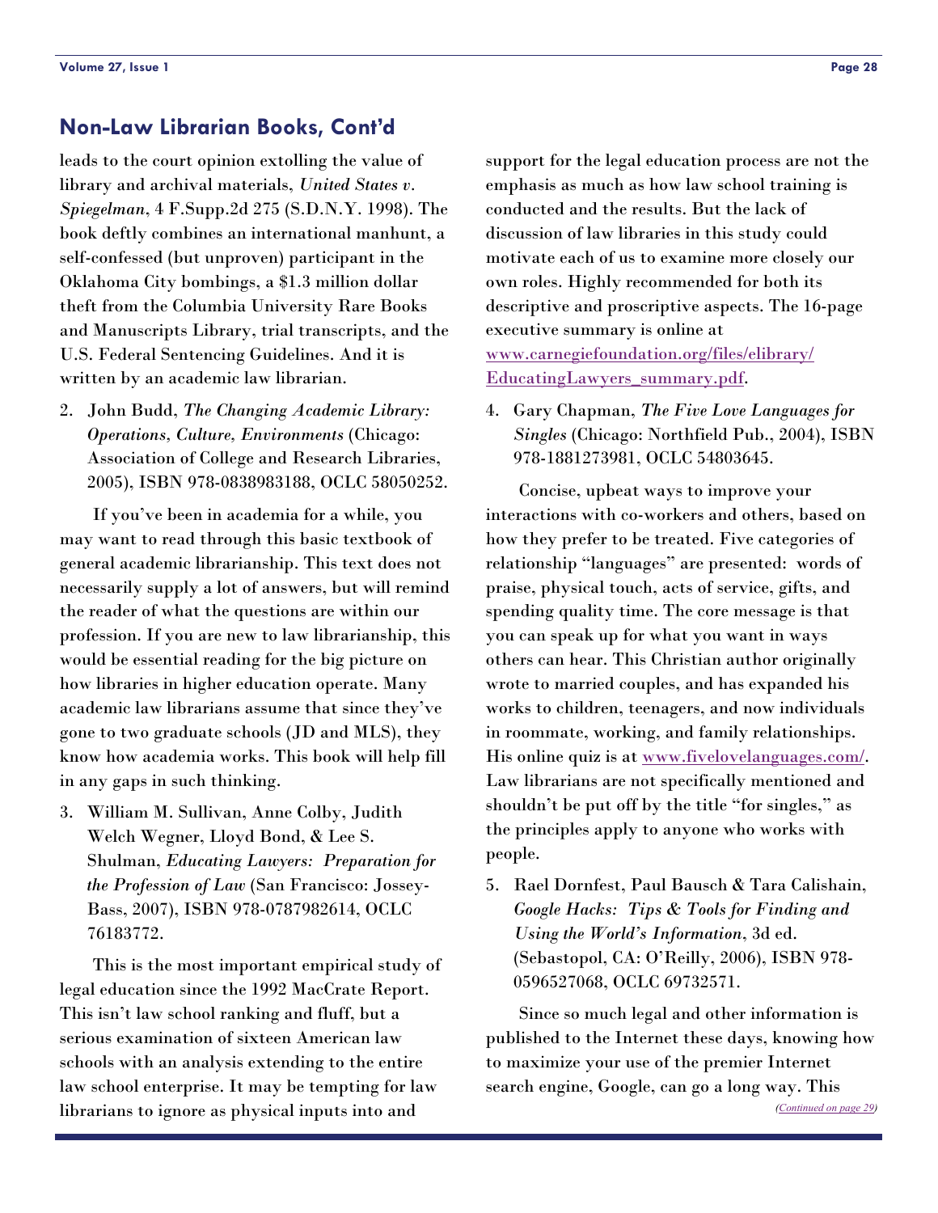## Non-Law Librarian Books, Cont'd

leads to the court opinion extolling the value of library and archival materials, *United States v. Spiegelman*, 4 F.Supp.2d 275 (S.D.N.Y. 1998). The book deftly combines an international manhunt, a self-confessed (but unproven) participant in the Oklahoma City bombings, a $1.3 million dollar theft from the Columbia University Rare Books and Manuscripts Library, trial transcripts, and the U.S. Federal Sentencing Guidelines. And it is written by an academic law librarian.

2. John Budd, *The Changing Academic Library: Operations, Culture, Environments* (Chicago: Association of College and Research Libraries, 2005), ISBN 978-0838983188, OCLC 58050252.

If you've been in academia for a while, you may want to read through this basic textbook of general academic librarianship. This text does not necessarily supply a lot of answers, but will remind the reader of what the questions are within our profession. If you are new to law librarianship, this would be essential reading for the big picture on how libraries in higher education operate. Many academic law librarians assume that since they've gone to two graduate schools (JD and MLS), they know how academia works. This book will help fill in any gaps in such thinking.

3. William M. Sullivan, Anne Colby, Judith Welch Wegner, Lloyd Bond, & Lee S. Shulman, *Educating Lawyers: Preparation for the Profession of Law* (San Francisco: Jossey-Bass, 2007), ISBN 978-0787982614, OCLC 76183772.

This is the most important empirical study of legal education since the 1992 MacCrate Report. This isn't law school ranking and fluff, but a serious examination of sixteen American law schools with an analysis extending to the entire law school enterprise. It may be tempting for law librarians to ignore as physical inputs into and support for the legal education process are not the emphasis as much as how law school training is conducted and the results. But the lack of discussion of law libraries in this study could motivate each of us to examine more closely our own roles. Highly recommended for both its descriptive and proscriptive aspects. The 16-page executive summary is online at www.carnegiefoundation.org/files/elibrary/EducatingLawyers_summary.pdf.

4. Gary Chapman, *The Five Love Languages for Singles* (Chicago: Northfield Pub., 2004), ISBN 978-1881273981, OCLC 54803645.

Concise, upbeat ways to improve your interactions with co-workers and others, based on how they prefer to be treated. Five categories of relationship "languages" are presented: words of praise, physical touch, acts of service, gifts, and spending quality time. The core message is that you can speak up for what you want in ways others can hear. This Christian author originally wrote to married couples, and has expanded his works to children, teenagers, and now individuals in roommate, working, and family relationships. His online quiz is at www.fivelovelanguages.com/. Law librarians are not specifically mentioned and shouldn't be put off by the title "for singles," as the principles apply to anyone who works with people.

5. Rael Dornfest, Paul Bausch & Tara Calishain, *Google Hacks: Tips & Tools for Finding and Using the World's Information*, 3d ed. (Sebastopol, CA: O'Reilly, 2006), ISBN 978-0596527068, OCLC 69732571.

Since so much legal and other information is published to the Internet these days, knowing how to maximize your use of the premier Internet search engine, Google, can go a long way. This

*(Continued on page 29)*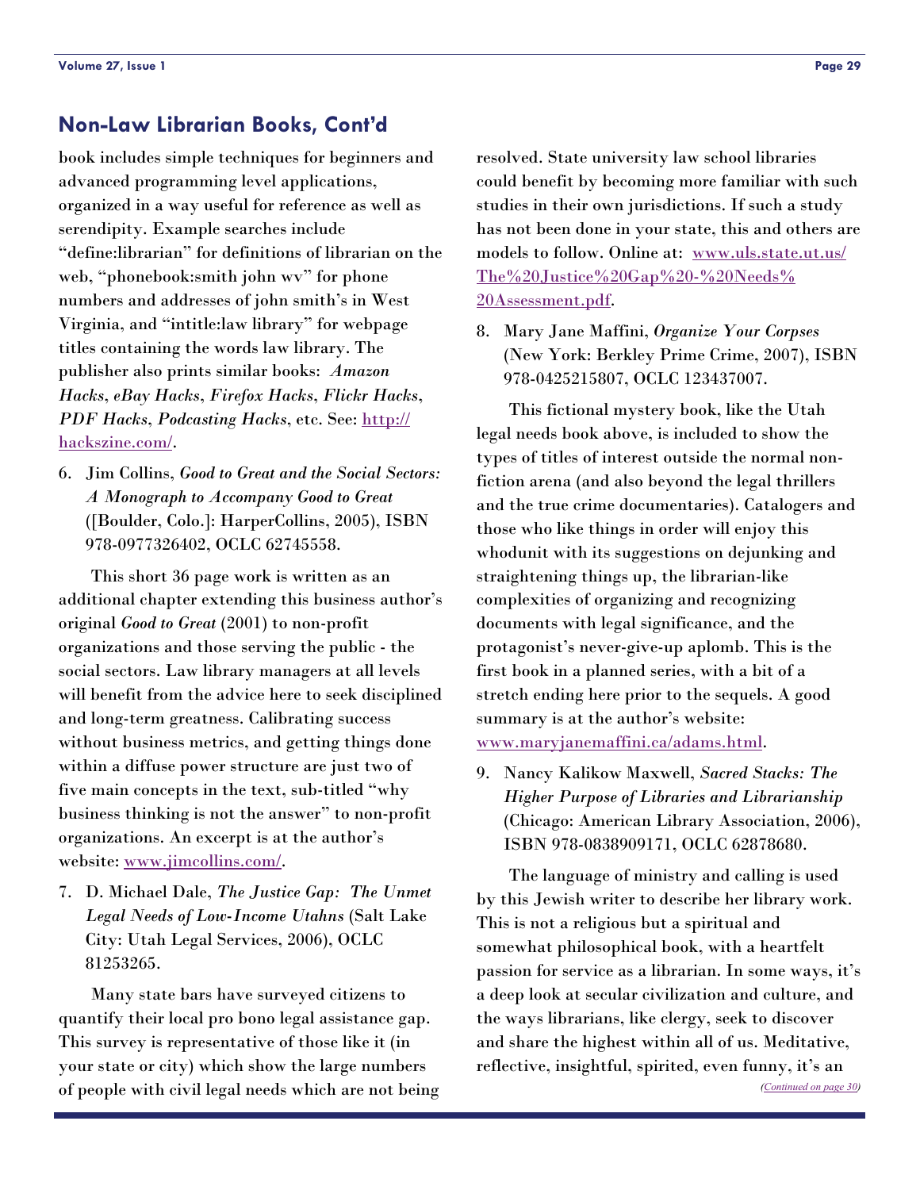## Non-Law Librarian Books, Cont'd

book includes simple techniques for beginners and advanced programming level applications, organized in a way useful for reference as well as serendipity. Example searches include "define:librarian" for definitions of librarian on the web, "phonebook:smith john wv" for phone numbers and addresses of john smith's in West Virginia, and "intitle:law library" for webpage titles containing the words law library. The publisher also prints similar books: *Amazon Hacks*, *eBay Hacks*, *Firefox Hacks*, *Flickr Hacks*, *PDF Hacks*, *Podcasting Hacks*, etc. See: [http://hackszine.com/](http://hackszine.com/).

6. Jim Collins, *Good to Great and the Social Sectors: A Monograph to Accompany Good to Great* ([Boulder, Colo.]: HarperCollins, 2005), ISBN 978-0977326402, OCLC 62745558.

This short 36 page work is written as an additional chapter extending this business author's original *Good to Great* (2001) to non-profit organizations and those serving the public - the social sectors. Law library managers at all levels will benefit from the advice here to seek disciplined and long-term greatness. Calibrating success without business metrics, and getting things done within a diffuse power structure are just two of five main concepts in the text, sub-titled "why business thinking is not the answer" to non-profit organizations. An excerpt is at the author's website: [www.jimcollins.com/](http://www.jimcollins.com/).

7. D. Michael Dale, *The Justice Gap: The Unmet Legal Needs of Low-Income Utahns* (Salt Lake City: Utah Legal Services, 2006), OCLC 81253265.

Many state bars have surveyed citizens to quantify their local pro bono legal assistance gap. This survey is representative of those like it (in your state or city) which show the large numbers of people with civil legal needs which are not being resolved. State university law school libraries could benefit by becoming more familiar with such studies in their own jurisdictions. If such a study has not been done in your state, this and others are models to follow. Online at: [www.uls.state.ut.us/The%20Justice%20Gap%20-%20Needs%20Assessment.pdf](http://www.uls.state.ut.us/The%20Justice%20Gap%20-%20Needs%20Assessment.pdf).

8. Mary Jane Maffini, *Organize Your Corpses* (New York: Berkley Prime Crime, 2007), ISBN 978-0425215807, OCLC 123437007.

This fictional mystery book, like the Utah legal needs book above, is included to show the types of titles of interest outside the normal non-fiction arena (and also beyond the legal thrillers and the true crime documentaries). Catalogers and those who like things in order will enjoy this whodunit with its suggestions on dejunking and straightening things up, the librarian-like complexities of organizing and recognizing documents with legal significance, and the protagonist's never-give-up aplomb. This is the first book in a planned series, with a bit of a stretch ending here prior to the sequels. A good summary is at the author's website: [www.maryjanemaffini.ca/adams.html](http://www.maryjanemaffini.ca/adams.html).

9. Nancy Kalikow Maxwell, *Sacred Stacks: The Higher Purpose of Libraries and Librarianship* (Chicago: American Library Association, 2006), ISBN 978-0838909171, OCLC 62878680.

The language of ministry and calling is used by this Jewish writer to describe her library work. This is not a religious but a spiritual and somewhat philosophical book, with a heartfelt passion for service as a librarian. In some ways, it's a deep look at secular civilization and culture, and the ways librarians, like clergy, seek to discover and share the highest within all of us. Meditative, reflective, insightful, spirited, even funny, it's an

*(Continued on page 30)*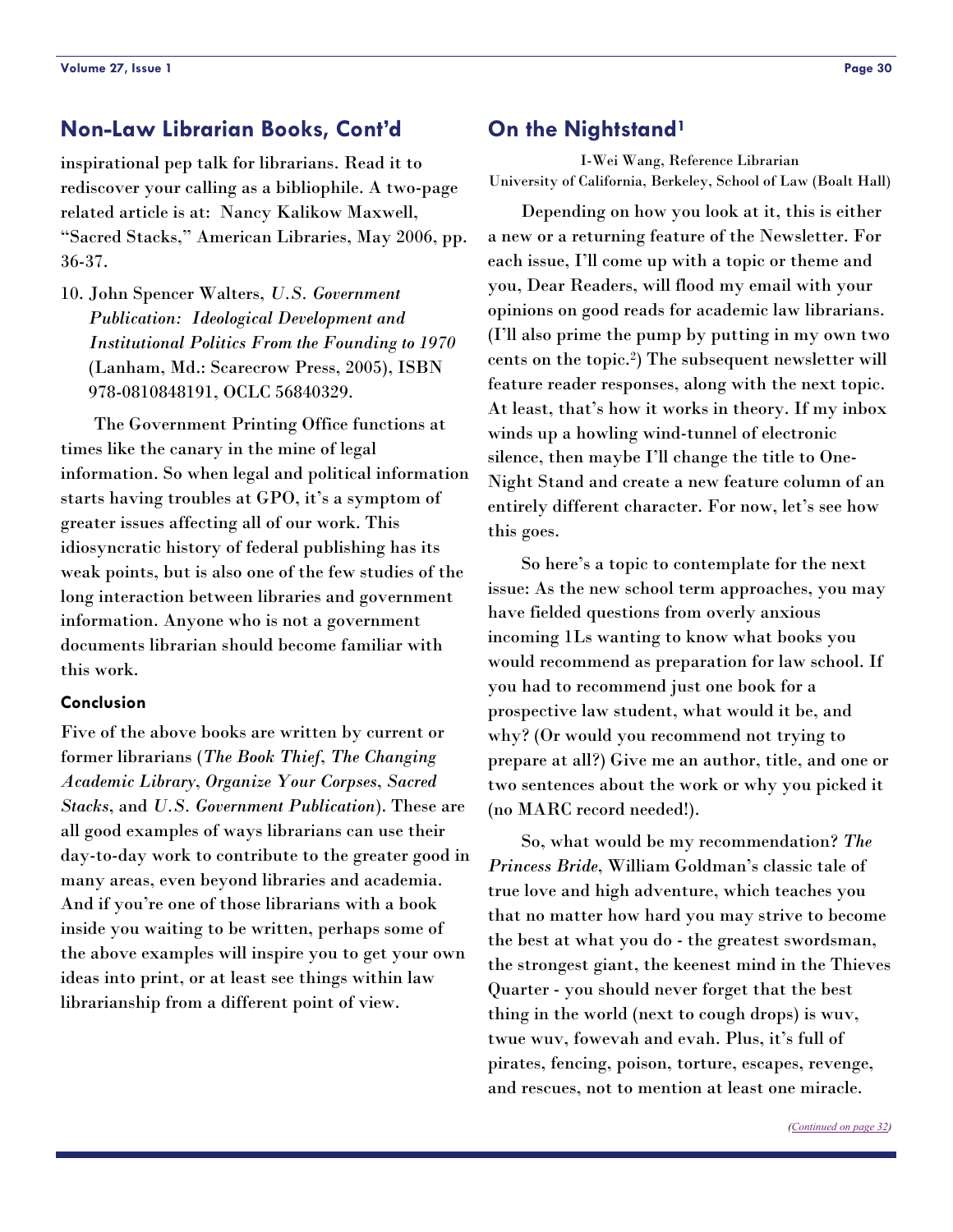## Non-Law Librarian Books, Cont'd

inspirational pep talk for librarians. Read it to rediscover your calling as a bibliophile. A two-page related article is at: Nancy Kalikow Maxwell, "Sacred Stacks," American Libraries, May 2006, pp. 36-37.

10. John Spencer Walters, *U.S. Government Publication: Ideological Development and Institutional Politics From the Founding to 1970* (Lanham, Md.: Scarecrow Press, 2005), ISBN 978-0810848191, OCLC 56840329.

The Government Printing Office functions at times like the canary in the mine of legal information. So when legal and political information starts having troubles at GPO, it's a symptom of greater issues affecting all of our work. This idiosyncratic history of federal publishing has its weak points, but is also one of the few studies of the long interaction between libraries and government information. Anyone who is not a government documents librarian should become familiar with this work.

### Conclusion

Five of the above books are written by current or former librarians (*The Book Thief*, *The Changing Academic Library*, *Organize Your Corpses*, *Sacred Stacks*, and *U.S. Government Publication*). These are all good examples of ways librarians can use their day-to-day work to contribute to the greater good in many areas, even beyond libraries and academia. And if you're one of those librarians with a book inside you waiting to be written, perhaps some of the above examples will inspire you to get your own ideas into print, or at least see things within law librarianship from a different point of view.

## On the Nightstand[1]

I-Wei Wang, Reference Librarian
University of California, Berkeley, School of Law (Boalt Hall)

Depending on how you look at it, this is either a new or a returning feature of the Newsletter. For each issue, I'll come up with a topic or theme and you, Dear Readers, will flood my email with your opinions on good reads for academic law librarians. (I'll also prime the pump by putting in my own two cents on the topic.[2]) The subsequent newsletter will feature reader responses, along with the next topic. At least, that's how it works in theory. If my inbox winds up a howling wind-tunnel of electronic silence, then maybe I'll change the title to One-Night Stand and create a new feature column of an entirely different character. For now, let's see how this goes.

So here's a topic to contemplate for the next issue: As the new school term approaches, you may have fielded questions from overly anxious incoming 1Ls wanting to know what books you would recommend as preparation for law school. If you had to recommend just one book for a prospective law student, what would it be, and why? (Or would you recommend not trying to prepare at all?) Give me an author, title, and one or two sentences about the work or why you picked it (no MARC record needed!).

So, what would be my recommendation? *The Princess Bride*, William Goldman's classic tale of true love and high adventure, which teaches you that no matter how hard you may strive to become the best at what you do - the greatest swordsman, the strongest giant, the keenest mind in the Thieves Quarter - you should never forget that the best thing in the world (next to cough drops) is wuv, twue wuv, fowevah and evah. Plus, it's full of pirates, fencing, poison, torture, escapes, revenge, and rescues, not to mention at least one miracle.

*(Continued on page 32)*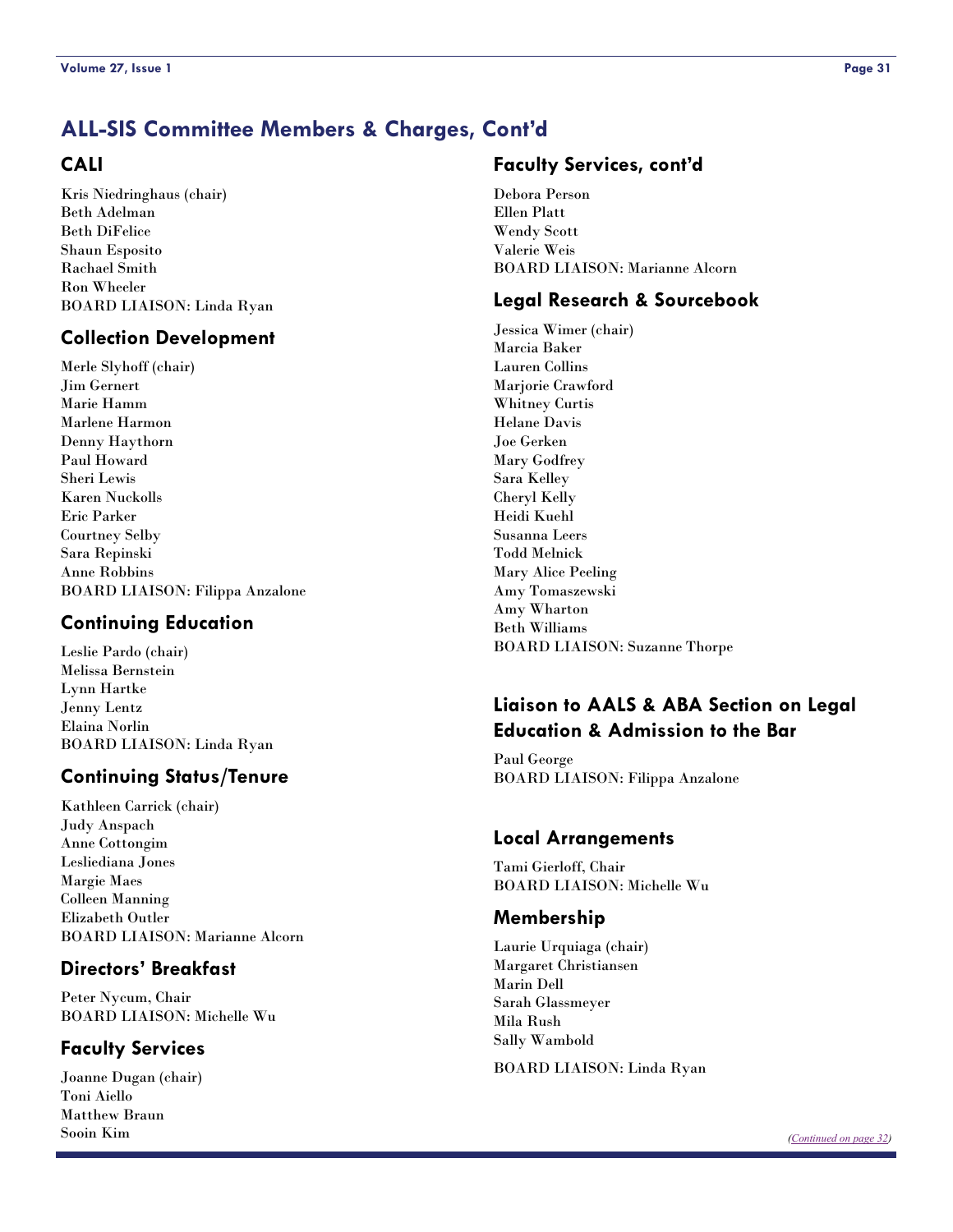## ALL-SIS Committee Members & Charges, Cont'd

### CALI

Kris Niedringhaus (chair)
Beth Adelman
Beth DiFelice
Shaun Esposito
Rachael Smith
Ron Wheeler
BOARD LIAISON: Linda Ryan

### Collection Development

Merle Slyhoff (chair)
Jim Gernert
Marie Hamm
Marlene Harmon
Denny Haythorn
Paul Howard
Sheri Lewis
Karen Nuckolls
Eric Parker
Courtney Selby
Sara Repinski
Anne Robbins
BOARD LIAISON: Filippa Anzalone

### Continuing Education

Leslie Pardo (chair)
Melissa Bernstein
Lynn Hartke
Jenny Lentz
Elaina Norlin
BOARD LIAISON: Linda Ryan

### Continuing Status/Tenure

Kathleen Carrick (chair)
Judy Anspach
Anne Cottongim
Lesliediana Jones
Margie Maes
Colleen Manning
Elizabeth Outler
BOARD LIAISON: Marianne Alcorn

### Directors' Breakfast

Peter Nycum, Chair
BOARD LIAISON: Michelle Wu

### Faculty Services

Joanne Dugan (chair)
Toni Aiello
Matthew Braun
Sooin Kim

### Faculty Services, cont'd

Debora Person
Ellen Platt
Wendy Scott
Valerie Weis
BOARD LIAISON: Marianne Alcorn

### Legal Research & Sourcebook

Jessica Wimer (chair)
Marcia Baker
Lauren Collins
Marjorie Crawford
Whitney Curtis
Helane Davis
Joe Gerken
Mary Godfrey
Sara Kelley
Cheryl Kelly
Heidi Kuehl
Susanna Leers
Todd Melnick
Mary Alice Peeling
Amy Tomaszewski
Amy Wharton
Beth Williams
BOARD LIAISON: Suzanne Thorpe

### Liaison to AALS & ABA Section on Legal Education & Admission to the Bar

Paul George
BOARD LIAISON: Filippa Anzalone

### Local Arrangements

Tami Gierloff, Chair
BOARD LIAISON: Michelle Wu

### Membership

Laurie Urquiaga (chair)
Margaret Christiansen
Marin Dell
Sarah Glassmeyer
Mila Rush
Sally Wambold

BOARD LIAISON: Linda Ryan

*(Continued on page 32)*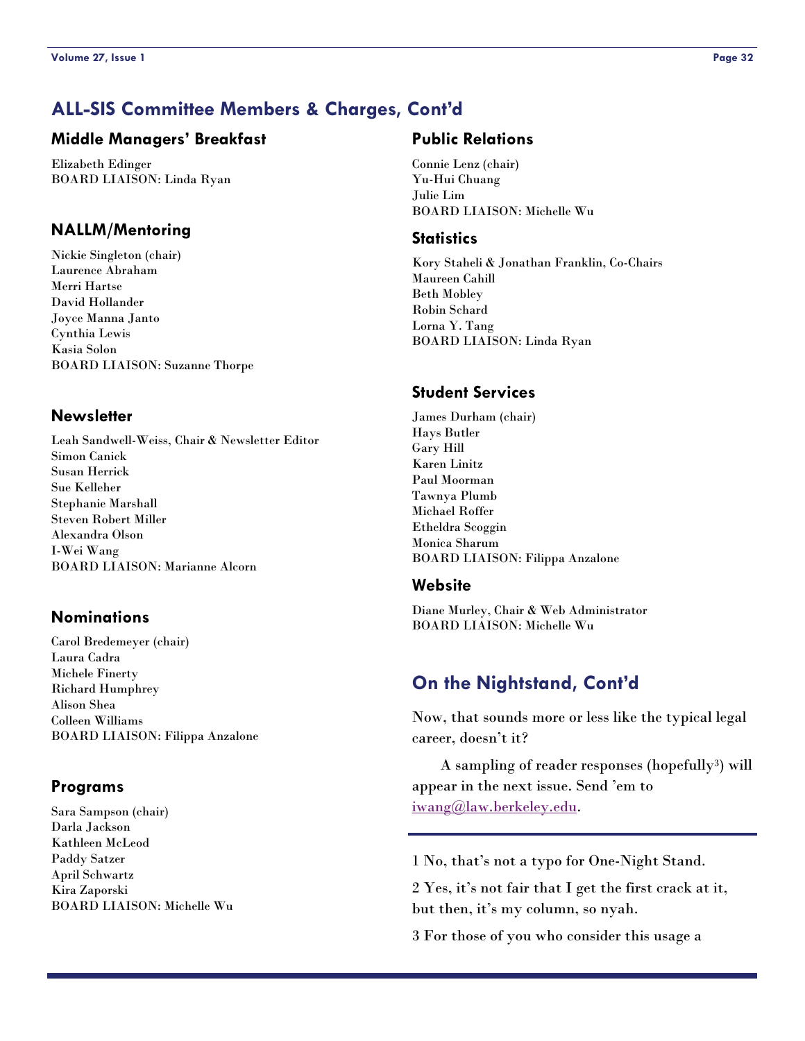## ALL-SIS Committee Members & Charges, Cont'd

### Middle Managers' Breakfast

Elizabeth Edinger
BOARD LIAISON: Linda Ryan

### NALLM/Mentoring

Nickie Singleton (chair)
Laurence Abraham
Merri Hartse
David Hollander
Joyce Manna Janto
Cynthia Lewis
Kasia Solon
BOARD LIAISON: Suzanne Thorpe

### Newsletter

Leah Sandwell-Weiss, Chair & Newsletter Editor
Simon Canick
Susan Herrick
Sue Kelleher
Stephanie Marshall
Steven Robert Miller
Alexandra Olson
I-Wei Wang
BOARD LIAISON: Marianne Alcorn

### Nominations

Carol Bredemeyer (chair)
Laura Cadra
Michele Finerty
Richard Humphrey
Alison Shea
Colleen Williams
BOARD LIAISON: Filippa Anzalone

### Programs

Sara Sampson (chair)
Darla Jackson
Kathleen McLeod
Paddy Satzer
April Schwartz
Kira Zaporski
BOARD LIAISON: Michelle Wu

### Public Relations

Connie Lenz (chair)
Yu-Hui Chuang
Julie Lim
BOARD LIAISON: Michelle Wu

### Statistics

Kory Staheli & Jonathan Franklin, Co-Chairs
Maureen Cahill
Beth Mobley
Robin Schard
Lorna Y. Tang
BOARD LIAISON: Linda Ryan

### Student Services

James Durham (chair)
Hays Butler
Gary Hill
Karen Linitz
Paul Moorman
Tawnya Plumb
Michael Roffer
Etheldra Scoggin
Monica Sharum
BOARD LIAISON: Filippa Anzalone

### Website

Diane Murley, Chair & Web Administrator
BOARD LIAISON: Michelle Wu

## On the Nightstand, Cont'd

Now, that sounds more or less like the typical legal career, doesn't it?

A sampling of reader responses (hopefully[3]) will appear in the next issue. Send 'em to iwang@law.berkeley.edu.

---

1 No, that's not a typo for One-Night Stand.

2 Yes, it's not fair that I get the first crack at it, but then, it's my column, so nyah.

3 For those of you who consider this usage a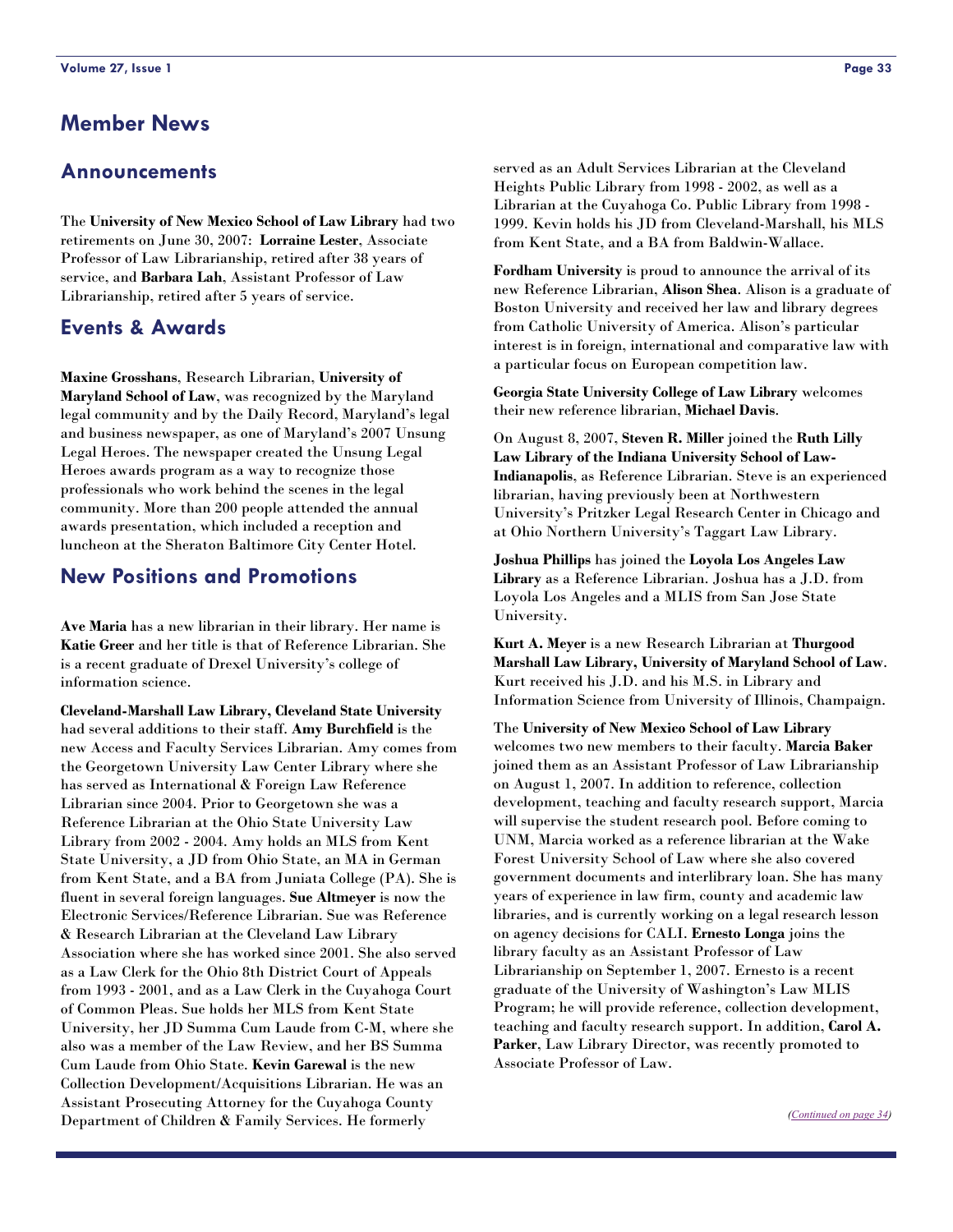# Member News

## Announcements

The **University of New Mexico School of Law Library** had two retirements on June 30, 2007: **Lorraine Lester**, Associate Professor of Law Librarianship, retired after 38 years of service, and **Barbara Lah**, Assistant Professor of Law Librarianship, retired after 5 years of service.

## Events & Awards

**Maxine Grosshans**, Research Librarian, **University of Maryland School of Law**, was recognized by the Maryland legal community and by the Daily Record, Maryland's legal and business newspaper, as one of Maryland's 2007 Unsung Legal Heroes. The newspaper created the Unsung Legal Heroes awards program as a way to recognize those professionals who work behind the scenes in the legal community. More than 200 people attended the annual awards presentation, which included a reception and luncheon at the Sheraton Baltimore City Center Hotel.

## New Positions and Promotions

**Ave Maria** has a new librarian in their library. Her name is **Katie Greer** and her title is that of Reference Librarian. She is a recent graduate of Drexel University's college of information science.

**Cleveland-Marshall Law Library, Cleveland State University** had several additions to their staff. **Amy Burchfield** is the new Access and Faculty Services Librarian. Amy comes from the Georgetown University Law Center Library where she has served as International & Foreign Law Reference Librarian since 2004. Prior to Georgetown she was a Reference Librarian at the Ohio State University Law Library from 2002 - 2004. Amy holds an MLS from Kent State University, a JD from Ohio State, an MA in German from Kent State, and a BA from Juniata College (PA). She is fluent in several foreign languages. **Sue Altmeyer** is now the Electronic Services/Reference Librarian. Sue was Reference & Research Librarian at the Cleveland Law Library Association where she has worked since 2001. She also served as a Law Clerk for the Ohio 8th District Court of Appeals from 1993 - 2001, and as a Law Clerk in the Cuyahoga Court of Common Pleas. Sue holds her MLS from Kent State University, her JD Summa Cum Laude from C-M, where she also was a member of the Law Review, and her BS Summa Cum Laude from Ohio State. **Kevin Garewal** is the new Collection Development/Acquisitions Librarian. He was an Assistant Prosecuting Attorney for the Cuyahoga County Department of Children & Family Services. He formerly served as an Adult Services Librarian at the Cleveland Heights Public Library from 1998 - 2002, as well as a Librarian at the Cuyahoga Co. Public Library from 1998 - 1999. Kevin holds his JD from Cleveland-Marshall, his MLS from Kent State, and a BA from Baldwin-Wallace.

**Fordham University** is proud to announce the arrival of its new Reference Librarian, **Alison Shea**. Alison is a graduate of Boston University and received her law and library degrees from Catholic University of America. Alison's particular interest is in foreign, international and comparative law with a particular focus on European competition law.

**Georgia State University College of Law Library** welcomes their new reference librarian, **Michael Davis**.

On August 8, 2007, **Steven R. Miller** joined the **Ruth Lilly Law Library of the Indiana University School of Law-Indianapolis**, as Reference Librarian. Steve is an experienced librarian, having previously been at Northwestern University's Pritzker Legal Research Center in Chicago and at Ohio Northern University's Taggart Law Library.

**Joshua Phillips** has joined the **Loyola Los Angeles Law Library** as a Reference Librarian. Joshua has a J.D. from Loyola Los Angeles and a MLIS from San Jose State University.

**Kurt A. Meyer** is a new Research Librarian at **Thurgood Marshall Law Library, University of Maryland School of Law**. Kurt received his J.D. and his M.S. in Library and Information Science from University of Illinois, Champaign.

The **University of New Mexico School of Law Library** welcomes two new members to their faculty. **Marcia Baker** joined them as an Assistant Professor of Law Librarianship on August 1, 2007. In addition to reference, collection development, teaching and faculty research support, Marcia will supervise the student research pool. Before coming to UNM, Marcia worked as a reference librarian at the Wake Forest University School of Law where she also covered government documents and interlibrary loan. She has many years of experience in law firm, county and academic law libraries, and is currently working on a legal research lesson on agency decisions for CALI. **Ernesto Longa** joins the library faculty as an Assistant Professor of Law Librarianship on September 1, 2007. Ernesto is a recent graduate of the University of Washington's Law MLIS Program; he will provide reference, collection development, teaching and faculty research support. In addition, **Carol A. Parker**, Law Library Director, was recently promoted to Associate Professor of Law.

*(Continued on page 34)*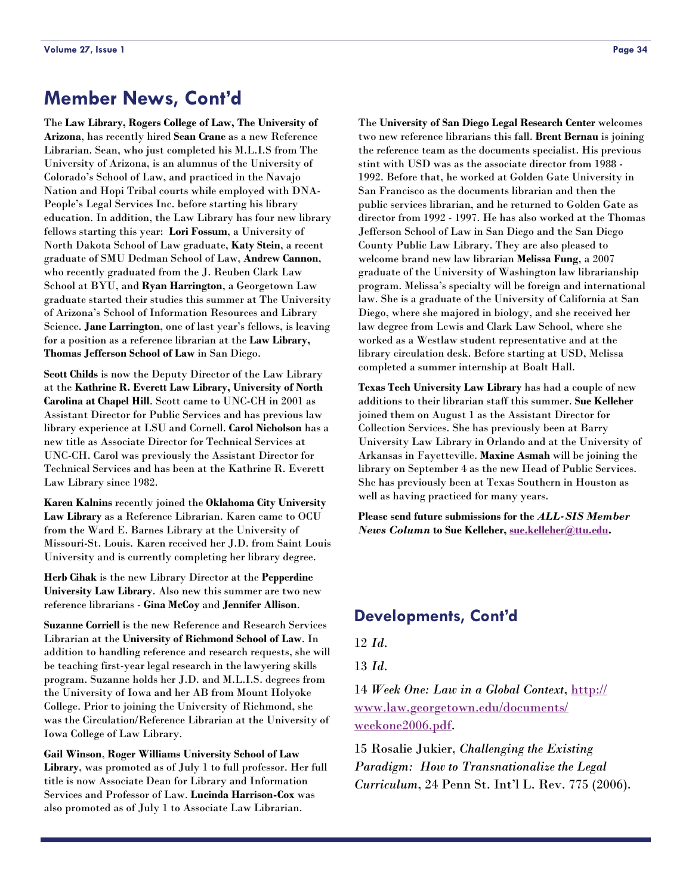## Member News, Cont'd

The **Law Library, Rogers College of Law, The University of Arizona**, has recently hired **Sean Crane** as a new Reference Librarian. Sean, who just completed his M.L.I.S from The University of Arizona, is an alumnus of the University of Colorado's School of Law, and practiced in the Navajo Nation and Hopi Tribal courts while employed with DNA-People's Legal Services Inc. before starting his library education. In addition, the Law Library has four new library fellows starting this year: **Lori Fossum**, a University of North Dakota School of Law graduate, **Katy Stein**, a recent graduate of SMU Dedman School of Law, **Andrew Cannon**, who recently graduated from the J. Reuben Clark Law School at BYU, and **Ryan Harrington**, a Georgetown Law graduate started their studies this summer at The University of Arizona's School of Information Resources and Library Science. **Jane Larrington**, one of last year's fellows, is leaving for a position as a reference librarian at the **Law Library, Thomas Jefferson School of Law** in San Diego.

**Scott Childs** is now the Deputy Director of the Law Library at the **Kathrine R. Everett Law Library, University of North Carolina at Chapel Hill**. Scott came to UNC-CH in 2001 as Assistant Director for Public Services and has previous law library experience at LSU and Cornell. **Carol Nicholson** has a new title as Associate Director for Technical Services at UNC-CH. Carol was previously the Assistant Director for Technical Services and has been at the Kathrine R. Everett Law Library since 1982.

**Karen Kalnins** recently joined the **Oklahoma City University Law Library** as a Reference Librarian. Karen came to OCU from the Ward E. Barnes Library at the University of Missouri-St. Louis. Karen received her J.D. from Saint Louis University and is currently completing her library degree.

**Herb Cihak** is the new Library Director at the **Pepperdine University Law Library**. Also new this summer are two new reference librarians - **Gina McCoy** and **Jennifer Allison**.

**Suzanne Corriell** is the new Reference and Research Services Librarian at the **University of Richmond School of Law**. In addition to handling reference and research requests, she will be teaching first-year legal research in the lawyering skills program. Suzanne holds her J.D. and M.L.I.S. degrees from the University of Iowa and her AB from Mount Holyoke College. Prior to joining the University of Richmond, she was the Circulation/Reference Librarian at the University of Iowa College of Law Library.

**Gail Winson**, **Roger Williams University School of Law Library**, was promoted as of July 1 to full professor. Her full title is now Associate Dean for Library and Information Services and Professor of Law. **Lucinda Harrison-Cox** was also promoted as of July 1 to Associate Law Librarian.

The **University of San Diego Legal Research Center** welcomes two new reference librarians this fall. **Brent Bernau** is joining the reference team as the documents specialist. His previous stint with USD was as the associate director from 1988 - 1992. Before that, he worked at Golden Gate University in San Francisco as the documents librarian and then the public services librarian, and he returned to Golden Gate as director from 1992 - 1997. He has also worked at the Thomas Jefferson School of Law in San Diego and the San Diego County Public Law Library. They are also pleased to welcome brand new law librarian **Melissa Fung**, a 2007 graduate of the University of Washington law librarianship program. Melissa's specialty will be foreign and international law. She is a graduate of the University of California at San Diego, where she majored in biology, and she received her law degree from Lewis and Clark Law School, where she worked as a Westlaw student representative and at the library circulation desk. Before starting at USD, Melissa completed a summer internship at Boalt Hall.

**Texas Tech University Law Library** has had a couple of new additions to their librarian staff this summer. **Sue Kelleher** joined them on August 1 as the Assistant Director for Collection Services. She has previously been at Barry University Law Library in Orlando and at the University of Arkansas in Fayetteville. **Maxine Asmah** will be joining the library on September 4 as the new Head of Public Services. She has previously been at Texas Southern in Houston as well as having practiced for many years.

**Please send future submissions for the *ALL-SIS Member News Column* to Sue Kelleher, sue.kelleher@ttu.edu.**

## Developments, Cont'd

12 *Id*.

13 *Id*.

14 *Week One: Law in a Global Context*, http://www.law.georgetown.edu/documents/weekone2006.pdf.

15 Rosalie Jukier, *Challenging the Existing Paradigm: How to Transnationalize the Legal Curriculum*, 24 Penn St. Int'l L. Rev. 775 (2006).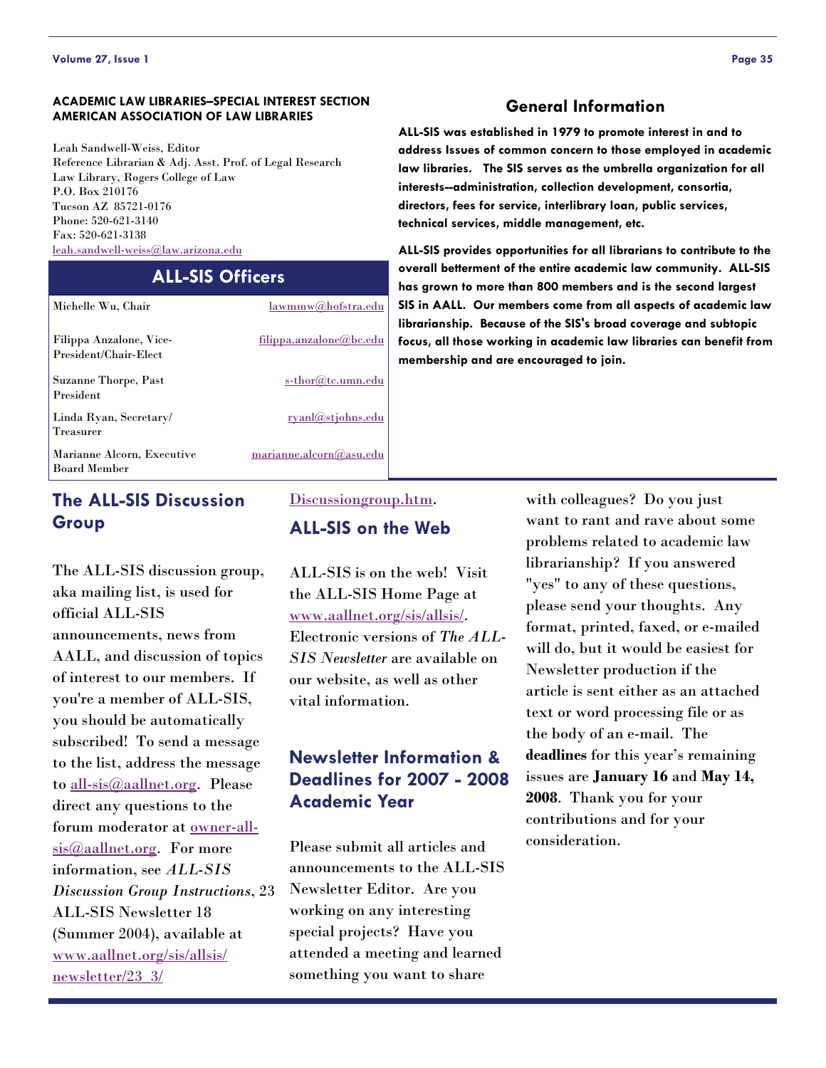**ACADEMIC LAW LIBRARIES—SPECIAL INTEREST SECTION**
**AMERICAN ASSOCIATION OF LAW LIBRARIES**

Leah Sandwell-Weiss, Editor
Reference Librarian & Adj. Asst. Prof. of Legal Research
Law Library, Rogers College of Law
P.O. Box 210176
Tucson AZ 85721-0176
Phone: 520-621-3140
Fax: 520-621-3138
leah.sandwell-weiss@law.arizona.edu

## ALL-SIS Officers

| | |
|---|---|
| Michelle Wu, Chair | lawmmw@hofstra.edu |
| Filippa Anzalone, Vice-President/Chair-Elect | filippa.anzalone@bc.edu |
| Suzanne Thorpe, Past President | s-thor@tc.umn.edu |
| Linda Ryan, Secretary/Treasurer | ryanl@stjohns.edu |
| Marianne Alcorn, Executive Board Member | marianne.alcorn@asu.edu |

## General Information

**ALL-SIS was established in 1979 to promote interest in and to address Issues of common concern to those employed in academic law libraries. The SIS serves as the umbrella organization for all interests--administration, collection development, consortia, directors, fees for service, interlibrary loan, public services, technical services, middle management, etc.**

**ALL-SIS provides opportunities for all librarians to contribute to the overall betterment of the entire academic law community. ALL-SIS has grown to more than 800 members and is the second largest SIS in AALL. Our members come from all aspects of academic law librarianship. Because of the SIS's broad coverage and subtopic focus, all those working in academic law libraries can benefit from membership and are encouraged to join.**

## The ALL-SIS Discussion Group

The ALL-SIS discussion group, aka mailing list, is used for official ALL-SIS announcements, news from AALL, and discussion of topics of interest to our members. If you're a member of ALL-SIS, you should be automatically subscribed! To send a message to the list, address the message to all-sis@aallnet.org. Please direct any questions to the forum moderator at owner-all-sis@aallnet.org. For more information, see *ALL-SIS Discussion Group Instructions*, 23 ALL-SIS Newsletter 18 (Summer 2004), available at www.aallnet.org/sis/allsis/newsletter/23_3/Discussiongroup.htm.

## ALL-SIS on the Web

ALL-SIS is on the web! Visit the ALL-SIS Home Page at www.aallnet.org/sis/allsis/. Electronic versions of *The ALL-SIS Newsletter* are available on our website, as well as other vital information.

## Newsletter Information & Deadlines for 2007 - 2008 Academic Year

Please submit all articles and announcements to the ALL-SIS Newsletter Editor. Are you working on any interesting special projects? Have you attended a meeting and learned something you want to share with colleagues? Do you just want to rant and rave about some problems related to academic law librarianship? If you answered "yes" to any of these questions, please send your thoughts. Any format, printed, faxed, or e-mailed will do, but it would be easiest for Newsletter production if the article is sent either as an attached text or word processing file or as the body of an e-mail. The **deadlines** for this year's remaining issues are **January 16** and **May 14, 2008**. Thank you for your contributions and for your consideration.